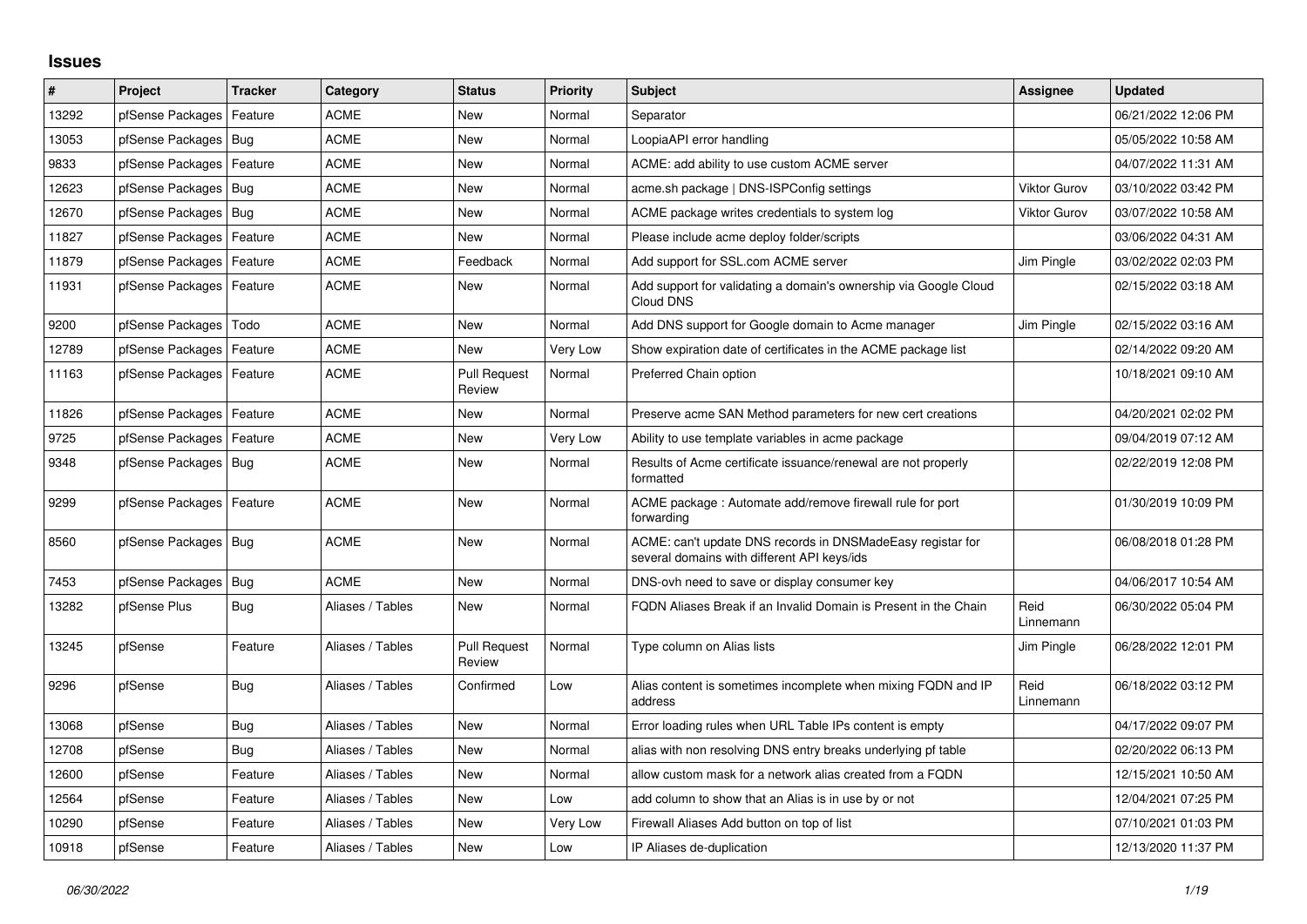# Issues

| # | Project | Tracker | Category | Status | Priority | Subject | Assignee | Updated |
|---|---|---|---|---|---|---|---|---|
| 13292 | pfSense Packages | Feature | ACME | New | Normal | Separator | | 06/21/2022 12:06 PM |
| 13053 | pfSense Packages | Bug | ACME | New | Normal | LoopiaAPI error handling | | 05/05/2022 10:58 AM |
| 9833 | pfSense Packages | Feature | ACME | New | Normal | ACME: add ability to use custom ACME server | | 04/07/2022 11:31 AM |
| 12623 | pfSense Packages | Bug | ACME | New | Normal | acme.sh package \| DNS-ISPConfig settings | Viktor Gurov | 03/10/2022 03:42 PM |
| 12670 | pfSense Packages | Bug | ACME | New | Normal | ACME package writes credentials to system log | Viktor Gurov | 03/07/2022 10:58 AM |
| 11827 | pfSense Packages | Feature | ACME | New | Normal | Please include acme deploy folder/scripts | | 03/06/2022 04:31 AM |
| 11879 | pfSense Packages | Feature | ACME | Feedback | Normal | Add support for SSL.com ACME server | Jim Pingle | 03/02/2022 02:03 PM |
| 11931 | pfSense Packages | Feature | ACME | New | Normal | Add support for validating a domain's ownership via Google Cloud Cloud DNS | | 02/15/2022 03:18 AM |
| 9200 | pfSense Packages | Todo | ACME | New | Normal | Add DNS support for Google domain to Acme manager | Jim Pingle | 02/15/2022 03:16 AM |
| 12789 | pfSense Packages | Feature | ACME | New | Very Low | Show expiration date of certificates in the ACME package list | | 02/14/2022 09:20 AM |
| 11163 | pfSense Packages | Feature | ACME | Pull Request Review | Normal | Preferred Chain option | | 10/18/2021 09:10 AM |
| 11826 | pfSense Packages | Feature | ACME | New | Normal | Preserve acme SAN Method parameters for new cert creations | | 04/20/2021 02:02 PM |
| 9725 | pfSense Packages | Feature | ACME | New | Very Low | Ability to use template variables in acme package | | 09/04/2019 07:12 AM |
| 9348 | pfSense Packages | Bug | ACME | New | Normal | Results of Acme certificate issuance/renewal are not properly formatted | | 02/22/2019 12:08 PM |
| 9299 | pfSense Packages | Feature | ACME | New | Normal | ACME package : Automate add/remove firewall rule for port forwarding | | 01/30/2019 10:09 PM |
| 8560 | pfSense Packages | Bug | ACME | New | Normal | ACME: can't update DNS records in DNSMadeEasy registar for several domains with different API keys/ids | | 06/08/2018 01:28 PM |
| 7453 | pfSense Packages | Bug | ACME | New | Normal | DNS-ovh need to save or display consumer key | | 04/06/2017 10:54 AM |
| 13282 | pfSense Plus | Bug | Aliases / Tables | New | Normal | FQDN Aliases Break if an Invalid Domain is Present in the Chain | Reid Linnemann | 06/30/2022 05:04 PM |
| 13245 | pfSense | Feature | Aliases / Tables | Pull Request Review | Normal | Type column on Alias lists | Jim Pingle | 06/28/2022 12:01 PM |
| 9296 | pfSense | Bug | Aliases / Tables | Confirmed | Low | Alias content is sometimes incomplete when mixing FQDN and IP address | Reid Linnemann | 06/18/2022 03:12 PM |
| 13068 | pfSense | Bug | Aliases / Tables | New | Normal | Error loading rules when URL Table IPs content is empty | | 04/17/2022 09:07 PM |
| 12708 | pfSense | Bug | Aliases / Tables | New | Normal | alias with non resolving DNS entry breaks underlying pf table | | 02/20/2022 06:13 PM |
| 12600 | pfSense | Feature | Aliases / Tables | New | Normal | allow custom mask for a network alias created from a FQDN | | 12/15/2021 10:50 AM |
| 12564 | pfSense | Feature | Aliases / Tables | New | Low | add column to show that an Alias is in use by or not | | 12/04/2021 07:25 PM |
| 10290 | pfSense | Feature | Aliases / Tables | New | Very Low | Firewall Aliases Add button on top of list | | 07/10/2021 01:03 PM |
| 10918 | pfSense | Feature | Aliases / Tables | New | Low | IP Aliases de-duplication | | 12/13/2020 11:37 PM |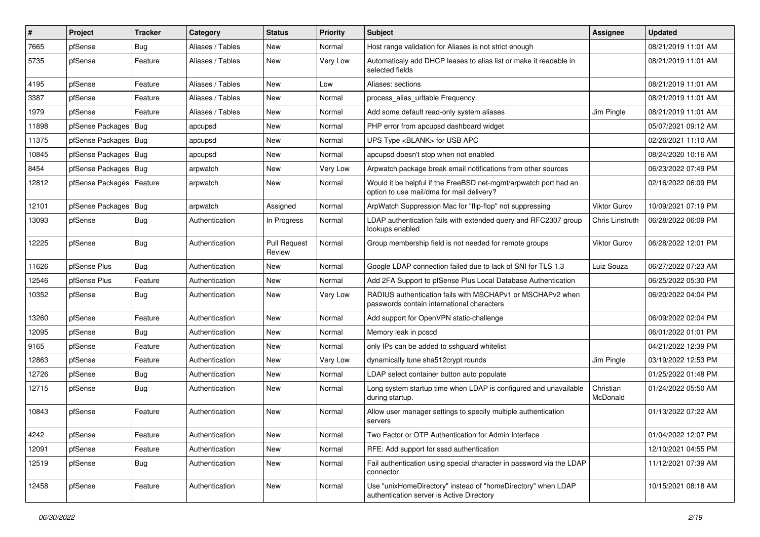| # | Project | Tracker | Category | Status | Priority | Subject | Assignee | Updated |
|---|---|---|---|---|---|---|---|---|
| 7665 | pfSense | Bug | Aliases / Tables | New | Normal | Host range validation for Aliases is not strict enough | | 08/21/2019 11:01 AM |
| 5735 | pfSense | Feature | Aliases / Tables | New | Very Low | Automaticaly add DHCP leases to alias list or make it readable in selected fields | | 08/21/2019 11:01 AM |
| 4195 | pfSense | Feature | Aliases / Tables | New | Low | Aliases: sections | | 08/21/2019 11:01 AM |
| 3387 | pfSense | Feature | Aliases / Tables | New | Normal | process_alias_urltable Frequency | | 08/21/2019 11:01 AM |
| 1979 | pfSense | Feature | Aliases / Tables | New | Normal | Add some default read-only system aliases | Jim Pingle | 08/21/2019 11:01 AM |
| 11898 | pfSense Packages | Bug | apcupsd | New | Normal | PHP error from apcupsd dashboard widget | | 05/07/2021 09:12 AM |
| 11375 | pfSense Packages | Bug | apcupsd | New | Normal | UPS Type <BLANK> for USB APC | | 02/26/2021 11:10 AM |
| 10845 | pfSense Packages | Bug | apcupsd | New | Normal | apcupsd doesn't stop when not enabled | | 08/24/2020 10:16 AM |
| 8454 | pfSense Packages | Bug | arpwatch | New | Very Low | Arpwatch package break email notifications from other sources | | 06/23/2022 07:49 PM |
| 12812 | pfSense Packages | Feature | arpwatch | New | Normal | Would it be helpful if the FreeBSD net-mgmt/arpwatch port had an option to use mail/dma for mail delivery? | | 02/16/2022 06:09 PM |
| 12101 | pfSense Packages | Bug | arpwatch | Assigned | Normal | ArpWatch Suppression Mac for "flip-flop" not suppressing | Viktor Gurov | 10/09/2021 07:19 PM |
| 13093 | pfSense | Bug | Authentication | In Progress | Normal | LDAP authentication fails with extended query and RFC2307 group lookups enabled | Chris Linstruth | 06/28/2022 06:09 PM |
| 12225 | pfSense | Bug | Authentication | Pull Request Review | Normal | Group membership field is not needed for remote groups | Viktor Gurov | 06/28/2022 12:01 PM |
| 11626 | pfSense Plus | Bug | Authentication | New | Normal | Google LDAP connection failed due to lack of SNI for TLS 1.3 | Luiz Souza | 06/27/2022 07:23 AM |
| 12546 | pfSense Plus | Feature | Authentication | New | Normal | Add 2FA Support to pfSense Plus Local Database Authentication | | 06/25/2022 05:30 PM |
| 10352 | pfSense | Bug | Authentication | New | Very Low | RADIUS authentication fails with MSCHAPv1 or MSCHAPv2 when passwords contain international characters | | 06/20/2022 04:04 PM |
| 13260 | pfSense | Feature | Authentication | New | Normal | Add support for OpenVPN static-challenge | | 06/09/2022 02:04 PM |
| 12095 | pfSense | Bug | Authentication | New | Normal | Memory leak in pcscd | | 06/01/2022 01:01 PM |
| 9165 | pfSense | Feature | Authentication | New | Normal | only IPs can be added to sshguard whitelist | | 04/21/2022 12:39 PM |
| 12863 | pfSense | Feature | Authentication | New | Very Low | dynamically tune sha512crypt rounds | Jim Pingle | 03/19/2022 12:53 PM |
| 12726 | pfSense | Bug | Authentication | New | Normal | LDAP select container button auto populate | | 01/25/2022 01:48 PM |
| 12715 | pfSense | Bug | Authentication | New | Normal | Long system startup time when LDAP is configured and unavailable during startup. | Christian McDonald | 01/24/2022 05:50 AM |
| 10843 | pfSense | Feature | Authentication | New | Normal | Allow user manager settings to specify multiple authentication servers | | 01/13/2022 07:22 AM |
| 4242 | pfSense | Feature | Authentication | New | Normal | Two Factor or OTP Authentication for Admin Interface | | 01/04/2022 12:07 PM |
| 12091 | pfSense | Feature | Authentication | New | Normal | RFE: Add support for sssd authentication | | 12/10/2021 04:55 PM |
| 12519 | pfSense | Bug | Authentication | New | Normal | Fail authentication using special character in password via the LDAP connector | | 11/12/2021 07:39 AM |
| 12458 | pfSense | Feature | Authentication | New | Normal | Use "unixHomeDirectory" instead of "homeDirectory" when LDAP authentication server is Active Directory | | 10/15/2021 08:18 AM |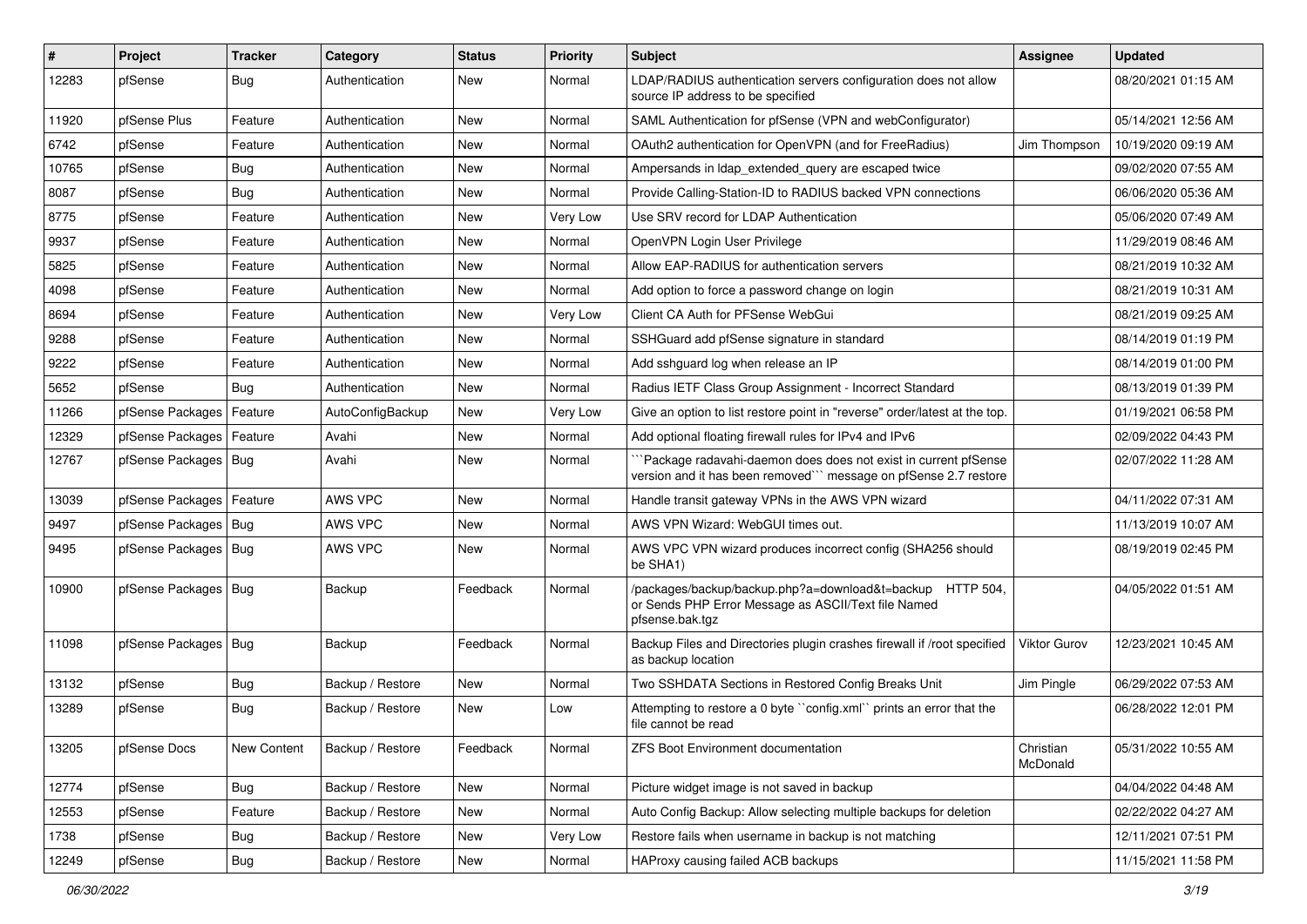| # | Project | Tracker | Category | Status | Priority | Subject | Assignee | Updated |
|---|---|---|---|---|---|---|---|---|
| 12283 | pfSense | Bug | Authentication | New | Normal | LDAP/RADIUS authentication servers configuration does not allow source IP address to be specified | | 08/20/2021 01:15 AM |
| 11920 | pfSense Plus | Feature | Authentication | New | Normal | SAML Authentication for pfSense (VPN and webConfigurator) | | 05/14/2021 12:56 AM |
| 6742 | pfSense | Feature | Authentication | New | Normal | OAuth2 authentication for OpenVPN (and for FreeRadius) | Jim Thompson | 10/19/2020 09:19 AM |
| 10765 | pfSense | Bug | Authentication | New | Normal | Ampersands in ldap_extended_query are escaped twice | | 09/02/2020 07:55 AM |
| 8087 | pfSense | Bug | Authentication | New | Normal | Provide Calling-Station-ID to RADIUS backed VPN connections | | 06/06/2020 05:36 AM |
| 8775 | pfSense | Feature | Authentication | New | Very Low | Use SRV record for LDAP Authentication | | 05/06/2020 07:49 AM |
| 9937 | pfSense | Feature | Authentication | New | Normal | OpenVPN Login User Privilege | | 11/29/2019 08:46 AM |
| 5825 | pfSense | Feature | Authentication | New | Normal | Allow EAP-RADIUS for authentication servers | | 08/21/2019 10:32 AM |
| 4098 | pfSense | Feature | Authentication | New | Normal | Add option to force a password change on login | | 08/21/2019 10:31 AM |
| 8694 | pfSense | Feature | Authentication | New | Very Low | Client CA Auth for PFSense WebGui | | 08/21/2019 09:25 AM |
| 9288 | pfSense | Feature | Authentication | New | Normal | SSHGuard add pfSense signature in standard | | 08/14/2019 01:19 PM |
| 9222 | pfSense | Feature | Authentication | New | Normal | Add sshguard log when release an IP | | 08/14/2019 01:00 PM |
| 5652 | pfSense | Bug | Authentication | New | Normal | Radius IETF Class Group Assignment - Incorrect Standard | | 08/13/2019 01:39 PM |
| 11266 | pfSense Packages | Feature | AutoConfigBackup | New | Very Low | Give an option to list restore point in "reverse" order/latest at the top. | | 01/19/2021 06:58 PM |
| 12329 | pfSense Packages | Feature | Avahi | New | Normal | Add optional floating firewall rules for IPv4 and IPv6 | | 02/09/2022 04:43 PM |
| 12767 | pfSense Packages | Bug | Avahi | New | Normal | ```Package radavahi-daemon does does not exist in current pfSense version and it has been removed``` message on pfSense 2.7 restore | | 02/07/2022 11:28 AM |
| 13039 | pfSense Packages | Feature | AWS VPC | New | Normal | Handle transit gateway VPNs in the AWS VPN wizard | | 04/11/2022 07:31 AM |
| 9497 | pfSense Packages | Bug | AWS VPC | New | Normal | AWS VPN Wizard: WebGUI times out. | | 11/13/2019 10:07 AM |
| 9495 | pfSense Packages | Bug | AWS VPC | New | Normal | AWS VPC VPN wizard produces incorrect config (SHA256 should be SHA1) | | 08/19/2019 02:45 PM |
| 10900 | pfSense Packages | Bug | Backup | Feedback | Normal | /packages/backup/backup.php?a=download&t=backup HTTP 504, or Sends PHP Error Message as ASCII/Text file Named pfsense.bak.tgz | | 04/05/2022 01:51 AM |
| 11098 | pfSense Packages | Bug | Backup | Feedback | Normal | Backup Files and Directories plugin crashes firewall if /root specified as backup location | Viktor Gurov | 12/23/2021 10:45 AM |
| 13132 | pfSense | Bug | Backup / Restore | New | Normal | Two SSHDATA Sections in Restored Config Breaks Unit | Jim Pingle | 06/29/2022 07:53 AM |
| 13289 | pfSense | Bug | Backup / Restore | New | Low | Attempting to restore a 0 byte ``config.xml`` prints an error that the file cannot be read | | 06/28/2022 12:01 PM |
| 13205 | pfSense Docs | New Content | Backup / Restore | Feedback | Normal | ZFS Boot Environment documentation | Christian McDonald | 05/31/2022 10:55 AM |
| 12774 | pfSense | Bug | Backup / Restore | New | Normal | Picture widget image is not saved in backup | | 04/04/2022 04:48 AM |
| 12553 | pfSense | Feature | Backup / Restore | New | Normal | Auto Config Backup: Allow selecting multiple backups for deletion | | 02/22/2022 04:27 AM |
| 1738 | pfSense | Bug | Backup / Restore | New | Very Low | Restore fails when username in backup is not matching | | 12/11/2021 07:51 PM |
| 12249 | pfSense | Bug | Backup / Restore | New | Normal | HAProxy causing failed ACB backups | | 11/15/2021 11:58 PM |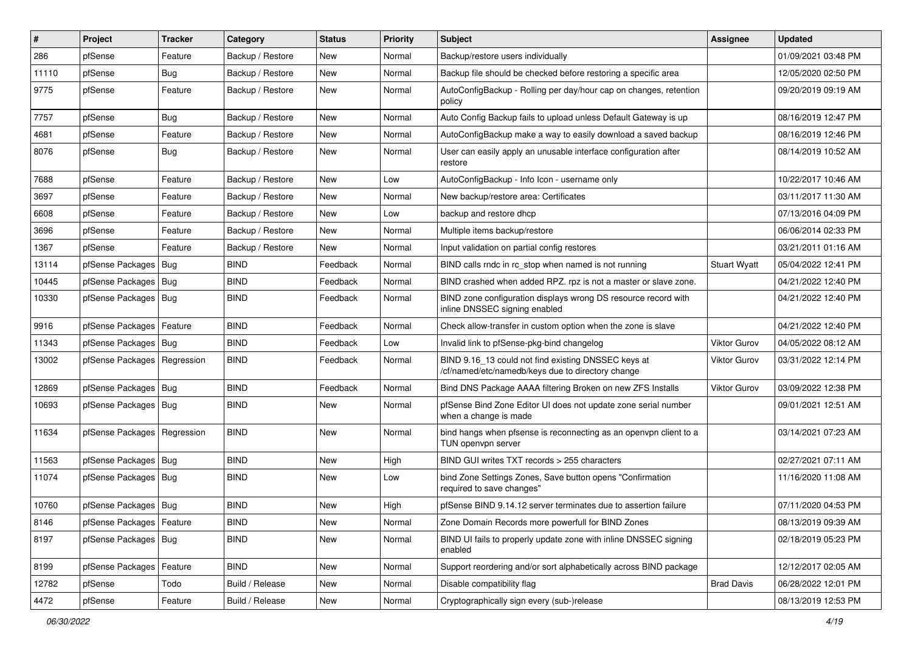| # | Project | Tracker | Category | Status | Priority | Subject | Assignee | Updated |
| --- | --- | --- | --- | --- | --- | --- | --- | --- |
| 286 | pfSense | Feature | Backup / Restore | New | Normal | Backup/restore users individually | | 01/09/2021 03:48 PM |
| 11110 | pfSense | Bug | Backup / Restore | New | Normal | Backup file should be checked before restoring a specific area | | 12/05/2020 02:50 PM |
| 9775 | pfSense | Feature | Backup / Restore | New | Normal | AutoConfigBackup - Rolling per day/hour cap on changes, retention policy | | 09/20/2019 09:19 AM |
| 7757 | pfSense | Bug | Backup / Restore | New | Normal | Auto Config Backup fails to upload unless Default Gateway is up | | 08/16/2019 12:47 PM |
| 4681 | pfSense | Feature | Backup / Restore | New | Normal | AutoConfigBackup make a way to easily download a saved backup | | 08/16/2019 12:46 PM |
| 8076 | pfSense | Bug | Backup / Restore | New | Normal | User can easily apply an unusable interface configuration after restore | | 08/14/2019 10:52 AM |
| 7688 | pfSense | Feature | Backup / Restore | New | Low | AutoConfigBackup - Info Icon - username only | | 10/22/2017 10:46 AM |
| 3697 | pfSense | Feature | Backup / Restore | New | Normal | New backup/restore area: Certificates | | 03/11/2017 11:30 AM |
| 6608 | pfSense | Feature | Backup / Restore | New | Low | backup and restore dhcp | | 07/13/2016 04:09 PM |
| 3696 | pfSense | Feature | Backup / Restore | New | Normal | Multiple items backup/restore | | 06/06/2014 02:33 PM |
| 1367 | pfSense | Feature | Backup / Restore | New | Normal | Input validation on partial config restores | | 03/21/2011 01:16 AM |
| 13114 | pfSense Packages | Bug | BIND | Feedback | Normal | BIND calls rndc in rc_stop when named is not running | Stuart Wyatt | 05/04/2022 12:41 PM |
| 10445 | pfSense Packages | Bug | BIND | Feedback | Normal | BIND crashed when added RPZ. rpz is not a master or slave zone. | | 04/21/2022 12:40 PM |
| 10330 | pfSense Packages | Bug | BIND | Feedback | Normal | BIND zone configuration displays wrong DS resource record with inline DNSSEC signing enabled | | 04/21/2022 12:40 PM |
| 9916 | pfSense Packages | Feature | BIND | Feedback | Normal | Check allow-transfer in custom option when the zone is slave | | 04/21/2022 12:40 PM |
| 11343 | pfSense Packages | Bug | BIND | Feedback | Low | Invalid link to pfSense-pkg-bind changelog | Viktor Gurov | 04/05/2022 08:12 AM |
| 13002 | pfSense Packages | Regression | BIND | Feedback | Normal | BIND 9.16_13 could not find existing DNSSEC keys at /cf/named/etc/namedb/keys due to directory change | Viktor Gurov | 03/31/2022 12:14 PM |
| 12869 | pfSense Packages | Bug | BIND | Feedback | Normal | Bind DNS Package AAAA filtering Broken on new ZFS Installs | Viktor Gurov | 03/09/2022 12:38 PM |
| 10693 | pfSense Packages | Bug | BIND | New | Normal | pfSense Bind Zone Editor UI does not update zone serial number when a change is made | | 09/01/2021 12:51 AM |
| 11634 | pfSense Packages | Regression | BIND | New | Normal | bind hangs when pfsense is reconnecting as an openvpn client to a TUN openvpn server | | 03/14/2021 07:23 AM |
| 11563 | pfSense Packages | Bug | BIND | New | High | BIND GUI writes TXT records > 255 characters | | 02/27/2021 07:11 AM |
| 11074 | pfSense Packages | Bug | BIND | New | Low | bind Zone Settings Zones, Save button opens "Confirmation required to save changes" | | 11/16/2020 11:08 AM |
| 10760 | pfSense Packages | Bug | BIND | New | High | pfSense BIND 9.14.12 server terminates due to assertion failure | | 07/11/2020 04:53 PM |
| 8146 | pfSense Packages | Feature | BIND | New | Normal | Zone Domain Records more powerfull for BIND Zones | | 08/13/2019 09:39 AM |
| 8197 | pfSense Packages | Bug | BIND | New | Normal | BIND UI fails to properly update zone with inline DNSSEC signing enabled | | 02/18/2019 05:23 PM |
| 8199 | pfSense Packages | Feature | BIND | New | Normal | Support reordering and/or sort alphabetically across BIND package | | 12/12/2017 02:05 AM |
| 12782 | pfSense | Todo | Build / Release | New | Normal | Disable compatibility flag | Brad Davis | 06/28/2022 12:01 PM |
| 4472 | pfSense | Feature | Build / Release | New | Normal | Cryptographically sign every (sub-)release | | 08/13/2019 12:53 PM |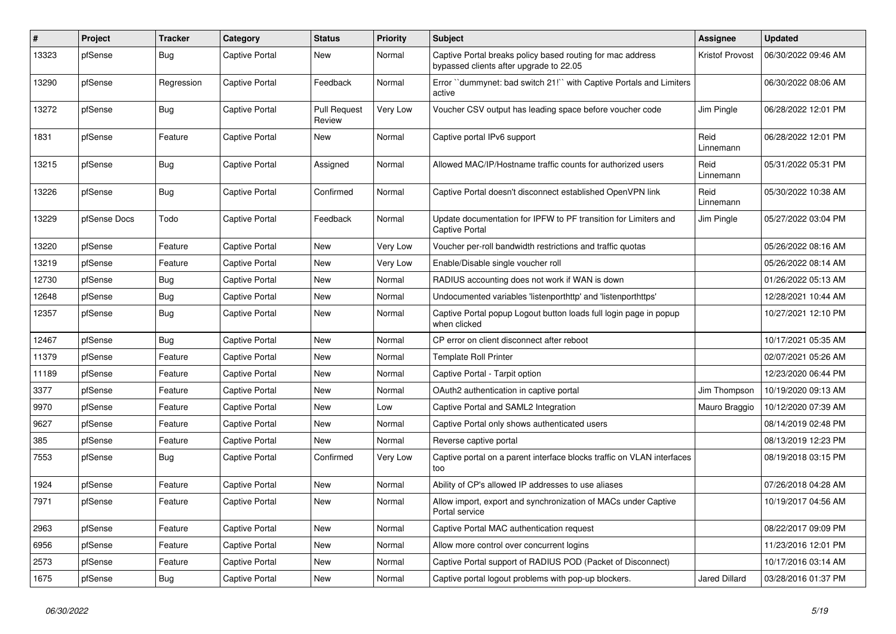| # | Project | Tracker | Category | Status | Priority | Subject | Assignee | Updated |
|---|---|---|---|---|---|---|---|---|
| 13323 | pfSense | Bug | Captive Portal | New | Normal | Captive Portal breaks policy based routing for mac address bypassed clients after upgrade to 22.05 | Kristof Provost | 06/30/2022 09:46 AM |
| 13290 | pfSense | Regression | Captive Portal | Feedback | Normal | Error ``dummynet: bad switch 21!`` with Captive Portals and Limiters active | | 06/30/2022 08:06 AM |
| 13272 | pfSense | Bug | Captive Portal | Pull Request Review | Very Low | Voucher CSV output has leading space before voucher code | Jim Pingle | 06/28/2022 12:01 PM |
| 1831 | pfSense | Feature | Captive Portal | New | Normal | Captive portal IPv6 support | Reid Linnemann | 06/28/2022 12:01 PM |
| 13215 | pfSense | Bug | Captive Portal | Assigned | Normal | Allowed MAC/IP/Hostname traffic counts for authorized users | Reid Linnemann | 05/31/2022 05:31 PM |
| 13226 | pfSense | Bug | Captive Portal | Confirmed | Normal | Captive Portal doesn't disconnect established OpenVPN link | Reid Linnemann | 05/30/2022 10:38 AM |
| 13229 | pfSense Docs | Todo | Captive Portal | Feedback | Normal | Update documentation for IPFW to PF transition for Limiters and Captive Portal | Jim Pingle | 05/27/2022 03:04 PM |
| 13220 | pfSense | Feature | Captive Portal | New | Very Low | Voucher per-roll bandwidth restrictions and traffic quotas | | 05/26/2022 08:16 AM |
| 13219 | pfSense | Feature | Captive Portal | New | Very Low | Enable/Disable single voucher roll | | 05/26/2022 08:14 AM |
| 12730 | pfSense | Bug | Captive Portal | New | Normal | RADIUS accounting does not work if WAN is down | | 01/26/2022 05:13 AM |
| 12648 | pfSense | Bug | Captive Portal | New | Normal | Undocumented variables 'listenporthttp' and 'listenporthttps' | | 12/28/2021 10:44 AM |
| 12357 | pfSense | Bug | Captive Portal | New | Normal | Captive Portal popup Logout button loads full login page in popup when clicked | | 10/27/2021 12:10 PM |
| 12467 | pfSense | Bug | Captive Portal | New | Normal | CP error on client disconnect after reboot | | 10/17/2021 05:35 AM |
| 11379 | pfSense | Feature | Captive Portal | New | Normal | Template Roll Printer | | 02/07/2021 05:26 AM |
| 11189 | pfSense | Feature | Captive Portal | New | Normal | Captive Portal - Tarpit option | | 12/23/2020 06:44 PM |
| 3377 | pfSense | Feature | Captive Portal | New | Normal | OAuth2 authentication in captive portal | Jim Thompson | 10/19/2020 09:13 AM |
| 9970 | pfSense | Feature | Captive Portal | New | Low | Captive Portal and SAML2 Integration | Mauro Braggio | 10/12/2020 07:39 AM |
| 9627 | pfSense | Feature | Captive Portal | New | Normal | Captive Portal only shows authenticated users | | 08/14/2019 02:48 PM |
| 385 | pfSense | Feature | Captive Portal | New | Normal | Reverse captive portal | | 08/13/2019 12:23 PM |
| 7553 | pfSense | Bug | Captive Portal | Confirmed | Very Low | Captive portal on a parent interface blocks traffic on VLAN interfaces too | | 08/19/2018 03:15 PM |
| 1924 | pfSense | Feature | Captive Portal | New | Normal | Ability of CP's allowed IP addresses to use aliases | | 07/26/2018 04:28 AM |
| 7971 | pfSense | Feature | Captive Portal | New | Normal | Allow import, export and synchronization of MACs under Captive Portal service | | 10/19/2017 04:56 AM |
| 2963 | pfSense | Feature | Captive Portal | New | Normal | Captive Portal MAC authentication request | | 08/22/2017 09:09 PM |
| 6956 | pfSense | Feature | Captive Portal | New | Normal | Allow more control over concurrent logins | | 11/23/2016 12:01 PM |
| 2573 | pfSense | Feature | Captive Portal | New | Normal | Captive Portal support of RADIUS POD (Packet of Disconnect) | | 10/17/2016 03:14 AM |
| 1675 | pfSense | Bug | Captive Portal | New | Normal | Captive portal logout problems with pop-up blockers. | Jared Dillard | 03/28/2016 01:37 PM |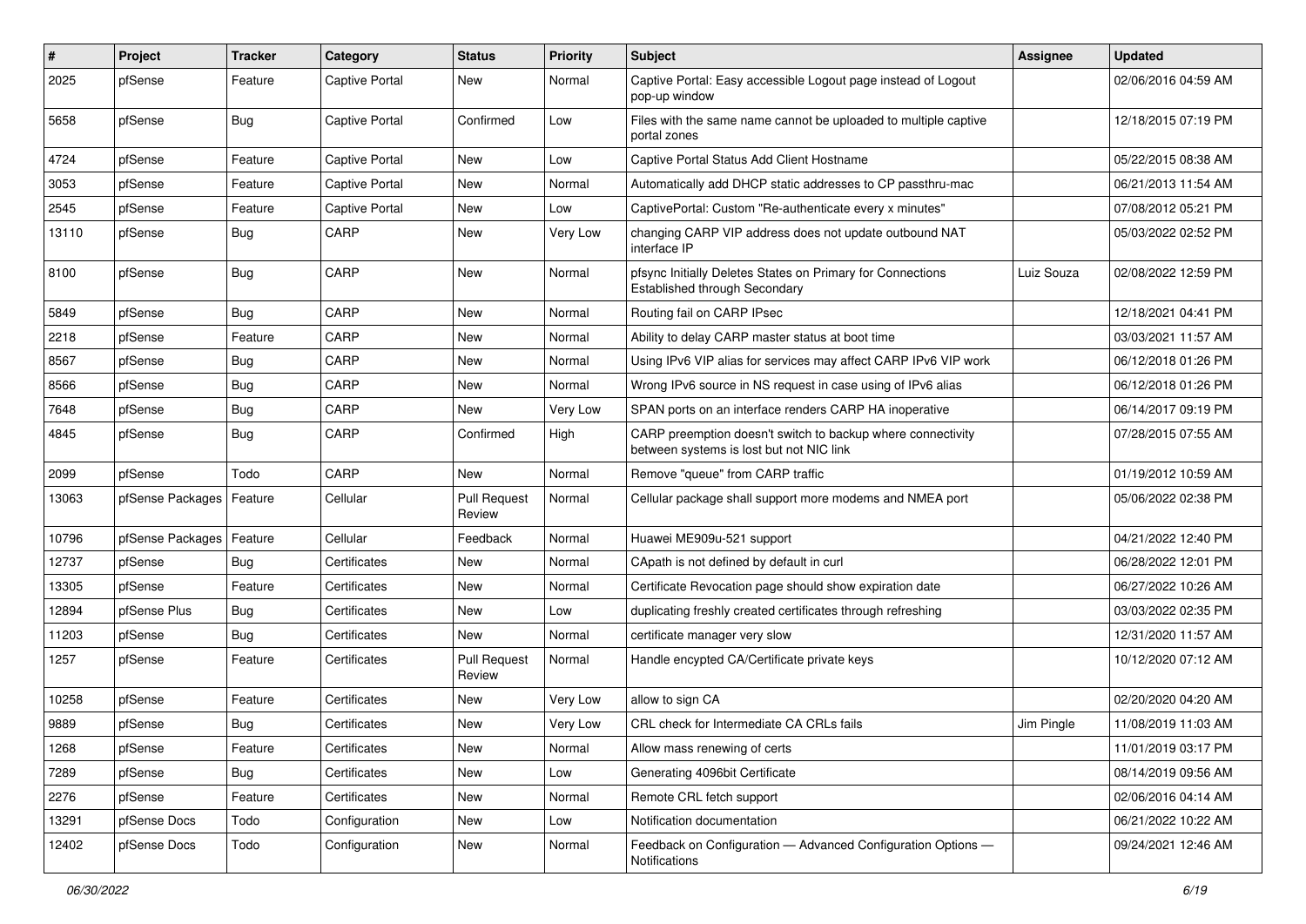| # | Project | Tracker | Category | Status | Priority | Subject | Assignee | Updated |
|---|---|---|---|---|---|---|---|---|
| 2025 | pfSense | Feature | Captive Portal | New | Normal | Captive Portal: Easy accessible Logout page instead of Logout pop-up window | | 02/06/2016 04:59 AM |
| 5658 | pfSense | Bug | Captive Portal | Confirmed | Low | Files with the same name cannot be uploaded to multiple captive portal zones | | 12/18/2015 07:19 PM |
| 4724 | pfSense | Feature | Captive Portal | New | Low | Captive Portal Status Add Client Hostname | | 05/22/2015 08:38 AM |
| 3053 | pfSense | Feature | Captive Portal | New | Normal | Automatically add DHCP static addresses to CP passthru-mac | | 06/21/2013 11:54 AM |
| 2545 | pfSense | Feature | Captive Portal | New | Low | CaptivePortal: Custom "Re-authenticate every x minutes" | | 07/08/2012 05:21 PM |
| 13110 | pfSense | Bug | CARP | New | Very Low | changing CARP VIP address does not update outbound NAT interface IP | | 05/03/2022 02:52 PM |
| 8100 | pfSense | Bug | CARP | New | Normal | pfsync Initially Deletes States on Primary for Connections Established through Secondary | Luiz Souza | 02/08/2022 12:59 PM |
| 5849 | pfSense | Bug | CARP | New | Normal | Routing fail on CARP IPsec | | 12/18/2021 04:41 PM |
| 2218 | pfSense | Feature | CARP | New | Normal | Ability to delay CARP master status at boot time | | 03/03/2021 11:57 AM |
| 8567 | pfSense | Bug | CARP | New | Normal | Using IPv6 VIP alias for services may affect CARP IPv6 VIP work | | 06/12/2018 01:26 PM |
| 8566 | pfSense | Bug | CARP | New | Normal | Wrong IPv6 source in NS request in case using of IPv6 alias | | 06/12/2018 01:26 PM |
| 7648 | pfSense | Bug | CARP | New | Very Low | SPAN ports on an interface renders CARP HA inoperative | | 06/14/2017 09:19 PM |
| 4845 | pfSense | Bug | CARP | Confirmed | High | CARP preemption doesn't switch to backup where connectivity between systems is lost but not NIC link | | 07/28/2015 07:55 AM |
| 2099 | pfSense | Todo | CARP | New | Normal | Remove "queue" from CARP traffic | | 01/19/2012 10:59 AM |
| 13063 | pfSense Packages | Feature | Cellular | Pull Request Review | Normal | Cellular package shall support more modems and NMEA port | | 05/06/2022 02:38 PM |
| 10796 | pfSense Packages | Feature | Cellular | Feedback | Normal | Huawei ME909u-521 support | | 04/21/2022 12:40 PM |
| 12737 | pfSense | Bug | Certificates | New | Normal | CApath is not defined by default in curl | | 06/28/2022 12:01 PM |
| 13305 | pfSense | Feature | Certificates | New | Normal | Certificate Revocation page should show expiration date | | 06/27/2022 10:26 AM |
| 12894 | pfSense Plus | Bug | Certificates | New | Low | duplicating freshly created certificates through refreshing | | 03/03/2022 02:35 PM |
| 11203 | pfSense | Bug | Certificates | New | Normal | certificate manager very slow | | 12/31/2020 11:57 AM |
| 1257 | pfSense | Feature | Certificates | Pull Request Review | Normal | Handle encypted CA/Certificate private keys | | 10/12/2020 07:12 AM |
| 10258 | pfSense | Feature | Certificates | New | Very Low | allow to sign CA | | 02/20/2020 04:20 AM |
| 9889 | pfSense | Bug | Certificates | New | Very Low | CRL check for Intermediate CA CRLs fails | Jim Pingle | 11/08/2019 11:03 AM |
| 1268 | pfSense | Feature | Certificates | New | Normal | Allow mass renewing of certs | | 11/01/2019 03:17 PM |
| 7289 | pfSense | Bug | Certificates | New | Low | Generating 4096bit Certificate | | 08/14/2019 09:56 AM |
| 2276 | pfSense | Feature | Certificates | New | Normal | Remote CRL fetch support | | 02/06/2016 04:14 AM |
| 13291 | pfSense Docs | Todo | Configuration | New | Low | Notification documentation | | 06/21/2022 10:22 AM |
| 12402 | pfSense Docs | Todo | Configuration | New | Normal | Feedback on Configuration — Advanced Configuration Options — Notifications | | 09/24/2021 12:46 AM |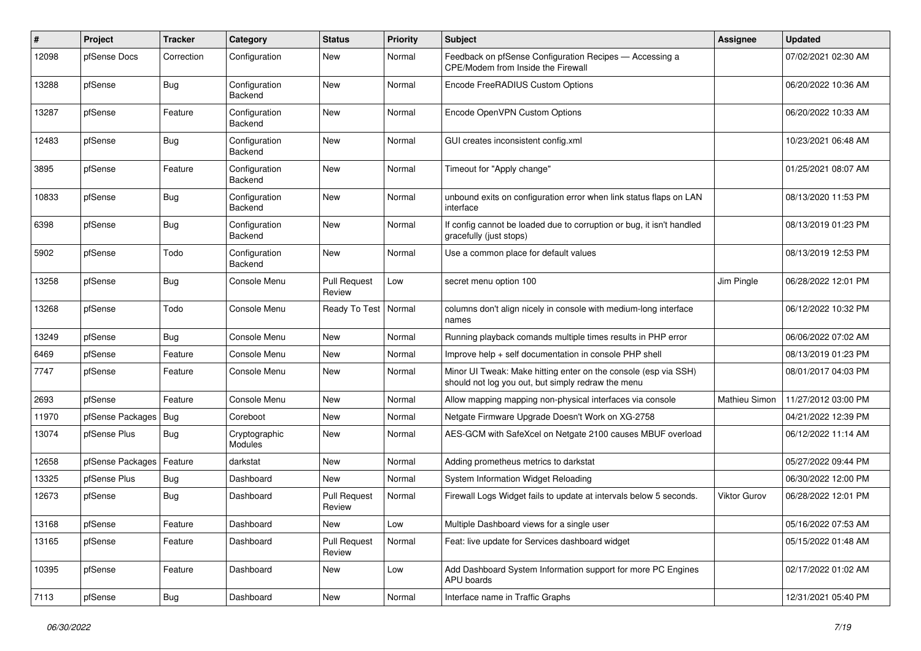| # | Project | Tracker | Category | Status | Priority | Subject | Assignee | Updated |
|---|---|---|---|---|---|---|---|---|
| 12098 | pfSense Docs | Correction | Configuration | New | Normal | Feedback on pfSense Configuration Recipes — Accessing a CPE/Modem from Inside the Firewall | | 07/02/2021 02:30 AM |
| 13288 | pfSense | Bug | Configuration Backend | New | Normal | Encode FreeRADIUS Custom Options | | 06/20/2022 10:36 AM |
| 13287 | pfSense | Feature | Configuration Backend | New | Normal | Encode OpenVPN Custom Options | | 06/20/2022 10:33 AM |
| 12483 | pfSense | Bug | Configuration Backend | New | Normal | GUI creates inconsistent config.xml | | 10/23/2021 06:48 AM |
| 3895 | pfSense | Feature | Configuration Backend | New | Normal | Timeout for "Apply change" | | 01/25/2021 08:07 AM |
| 10833 | pfSense | Bug | Configuration Backend | New | Normal | unbound exits on configuration error when link status flaps on LAN interface | | 08/13/2020 11:53 PM |
| 6398 | pfSense | Bug | Configuration Backend | New | Normal | If config cannot be loaded due to corruption or bug, it isn't handled gracefully (just stops) | | 08/13/2019 01:23 PM |
| 5902 | pfSense | Todo | Configuration Backend | New | Normal | Use a common place for default values | | 08/13/2019 12:53 PM |
| 13258 | pfSense | Bug | Console Menu | Pull Request Review | Low | secret menu option 100 | Jim Pingle | 06/28/2022 12:01 PM |
| 13268 | pfSense | Todo | Console Menu | Ready To Test | Normal | columns don't align nicely in console with medium-long interface names | | 06/12/2022 10:32 PM |
| 13249 | pfSense | Bug | Console Menu | New | Normal | Running playback comands multiple times results in PHP error | | 06/06/2022 07:02 AM |
| 6469 | pfSense | Feature | Console Menu | New | Normal | Improve help + self documentation in console PHP shell | | 08/13/2019 01:23 PM |
| 7747 | pfSense | Feature | Console Menu | New | Normal | Minor UI Tweak: Make hitting enter on the console (esp via SSH) should not log you out, but simply redraw the menu | | 08/01/2017 04:03 PM |
| 2693 | pfSense | Feature | Console Menu | New | Normal | Allow mapping mapping non-physical interfaces via console | Mathieu Simon | 11/27/2012 03:00 PM |
| 11970 | pfSense Packages | Bug | Coreboot | New | Normal | Netgate Firmware Upgrade Doesn't Work on XG-2758 | | 04/21/2022 12:39 PM |
| 13074 | pfSense Plus | Bug | Cryptographic Modules | New | Normal | AES-GCM with SafeXcel on Netgate 2100 causes MBUF overload | | 06/12/2022 11:14 AM |
| 12658 | pfSense Packages | Feature | darkstat | New | Normal | Adding prometheus metrics to darkstat | | 05/27/2022 09:44 PM |
| 13325 | pfSense Plus | Bug | Dashboard | New | Normal | System Information Widget Reloading | | 06/30/2022 12:00 PM |
| 12673 | pfSense | Bug | Dashboard | Pull Request Review | Normal | Firewall Logs Widget fails to update at intervals below 5 seconds. | Viktor Gurov | 06/28/2022 12:01 PM |
| 13168 | pfSense | Feature | Dashboard | New | Low | Multiple Dashboard views for a single user | | 05/16/2022 07:53 AM |
| 13165 | pfSense | Feature | Dashboard | Pull Request Review | Normal | Feat: live update for Services dashboard widget | | 05/15/2022 01:48 AM |
| 10395 | pfSense | Feature | Dashboard | New | Low | Add Dashboard System Information support for more PC Engines APU boards | | 02/17/2022 01:02 AM |
| 7113 | pfSense | Bug | Dashboard | New | Normal | Interface name in Traffic Graphs | | 12/31/2021 05:40 PM |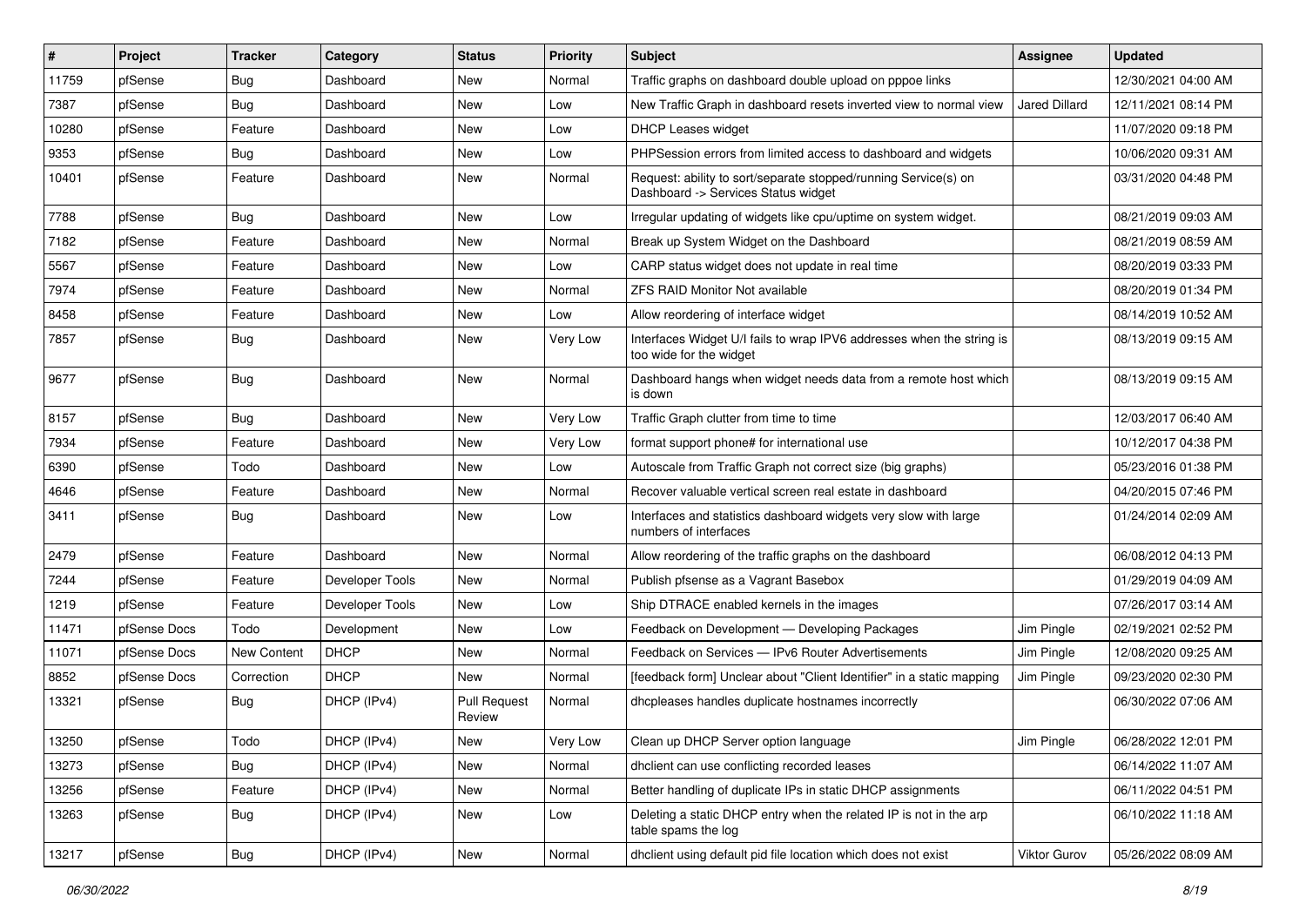| # | Project | Tracker | Category | Status | Priority | Subject | Assignee | Updated |
|---|---|---|---|---|---|---|---|---|
| 11759 | pfSense | Bug | Dashboard | New | Normal | Traffic graphs on dashboard double upload on pppoe links | | 12/30/2021 04:00 AM |
| 7387 | pfSense | Bug | Dashboard | New | Low | New Traffic Graph in dashboard resets inverted view to normal view | Jared Dillard | 12/11/2021 08:14 PM |
| 10280 | pfSense | Feature | Dashboard | New | Low | DHCP Leases widget | | 11/07/2020 09:18 PM |
| 9353 | pfSense | Bug | Dashboard | New | Low | PHPSession errors from limited access to dashboard and widgets | | 10/06/2020 09:31 AM |
| 10401 | pfSense | Feature | Dashboard | New | Normal | Request: ability to sort/separate stopped/running Service(s) on Dashboard -> Services Status widget | | 03/31/2020 04:48 PM |
| 7788 | pfSense | Bug | Dashboard | New | Low | Irregular updating of widgets like cpu/uptime on system widget. | | 08/21/2019 09:03 AM |
| 7182 | pfSense | Feature | Dashboard | New | Normal | Break up System Widget on the Dashboard | | 08/21/2019 08:59 AM |
| 5567 | pfSense | Feature | Dashboard | New | Low | CARP status widget does not update in real time | | 08/20/2019 03:33 PM |
| 7974 | pfSense | Feature | Dashboard | New | Normal | ZFS RAID Monitor Not available | | 08/20/2019 01:34 PM |
| 8458 | pfSense | Feature | Dashboard | New | Low | Allow reordering of interface widget | | 08/14/2019 10:52 AM |
| 7857 | pfSense | Bug | Dashboard | New | Very Low | Interfaces Widget U/I fails to wrap IPV6 addresses when the string is too wide for the widget | | 08/13/2019 09:15 AM |
| 9677 | pfSense | Bug | Dashboard | New | Normal | Dashboard hangs when widget needs data from a remote host which is down | | 08/13/2019 09:15 AM |
| 8157 | pfSense | Bug | Dashboard | New | Very Low | Traffic Graph clutter from time to time | | 12/03/2017 06:40 AM |
| 7934 | pfSense | Feature | Dashboard | New | Very Low | format support phone# for international use | | 10/12/2017 04:38 PM |
| 6390 | pfSense | Todo | Dashboard | New | Low | Autoscale from Traffic Graph not correct size (big graphs) | | 05/23/2016 01:38 PM |
| 4646 | pfSense | Feature | Dashboard | New | Normal | Recover valuable vertical screen real estate in dashboard | | 04/20/2015 07:46 PM |
| 3411 | pfSense | Bug | Dashboard | New | Low | Interfaces and statistics dashboard widgets very slow with large numbers of interfaces | | 01/24/2014 02:09 AM |
| 2479 | pfSense | Feature | Dashboard | New | Normal | Allow reordering of the traffic graphs on the dashboard | | 06/08/2012 04:13 PM |
| 7244 | pfSense | Feature | Developer Tools | New | Normal | Publish pfsense as a Vagrant Basebox | | 01/29/2019 04:09 AM |
| 1219 | pfSense | Feature | Developer Tools | New | Low | Ship DTRACE enabled kernels in the images | | 07/26/2017 03:14 AM |
| 11471 | pfSense Docs | Todo | Development | New | Low | Feedback on Development — Developing Packages | Jim Pingle | 02/19/2021 02:52 PM |
| 11071 | pfSense Docs | New Content | DHCP | New | Normal | Feedback on Services — IPv6 Router Advertisements | Jim Pingle | 12/08/2020 09:25 AM |
| 8852 | pfSense Docs | Correction | DHCP | New | Normal | [feedback form] Unclear about "Client Identifier" in a static mapping | Jim Pingle | 09/23/2020 02:30 PM |
| 13321 | pfSense | Bug | DHCP (IPv4) | Pull Request Review | Normal | dhcpleases handles duplicate hostnames incorrectly | | 06/30/2022 07:06 AM |
| 13250 | pfSense | Todo | DHCP (IPv4) | New | Very Low | Clean up DHCP Server option language | Jim Pingle | 06/28/2022 12:01 PM |
| 13273 | pfSense | Bug | DHCP (IPv4) | New | Normal | dhclient can use conflicting recorded leases | | 06/14/2022 11:07 AM |
| 13256 | pfSense | Feature | DHCP (IPv4) | New | Normal | Better handling of duplicate IPs in static DHCP assignments | | 06/11/2022 04:51 PM |
| 13263 | pfSense | Bug | DHCP (IPv4) | New | Low | Deleting a static DHCP entry when the related IP is not in the arp table spams the log | | 06/10/2022 11:18 AM |
| 13217 | pfSense | Bug | DHCP (IPv4) | New | Normal | dhclient using default pid file location which does not exist | Viktor Gurov | 05/26/2022 08:09 AM |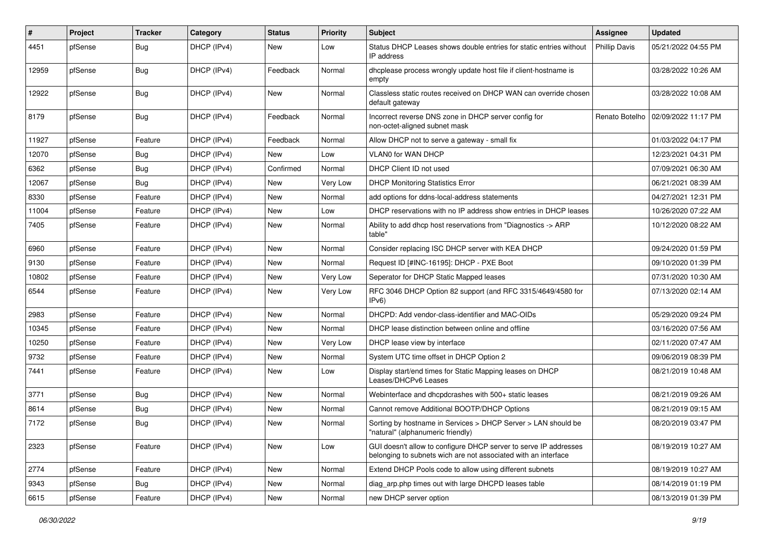| # | Project | Tracker | Category | Status | Priority | Subject | Assignee | Updated |
|---|---|---|---|---|---|---|---|---|
| 4451 | pfSense | Bug | DHCP (IPv4) | New | Low | Status DHCP Leases shows double entries for static entries without IP address | Phillip Davis | 05/21/2022 04:55 PM |
| 12959 | pfSense | Bug | DHCP (IPv4) | Feedback | Normal | dhcplease process wrongly update host file if client-hostname is empty | | 03/28/2022 10:26 AM |
| 12922 | pfSense | Bug | DHCP (IPv4) | New | Normal | Classless static routes received on DHCP WAN can override chosen default gateway | | 03/28/2022 10:08 AM |
| 8179 | pfSense | Bug | DHCP (IPv4) | Feedback | Normal | Incorrect reverse DNS zone in DHCP server config for non-octet-aligned subnet mask | Renato Botelho | 02/09/2022 11:17 PM |
| 11927 | pfSense | Feature | DHCP (IPv4) | Feedback | Normal | Allow DHCP not to serve a gateway - small fix | | 01/03/2022 04:17 PM |
| 12070 | pfSense | Bug | DHCP (IPv4) | New | Low | VLAN0 for WAN DHCP | | 12/23/2021 04:31 PM |
| 6362 | pfSense | Bug | DHCP (IPv4) | Confirmed | Normal | DHCP Client ID not used | | 07/09/2021 06:30 AM |
| 12067 | pfSense | Bug | DHCP (IPv4) | New | Very Low | DHCP Monitoring Statistics Error | | 06/21/2021 08:39 AM |
| 8330 | pfSense | Feature | DHCP (IPv4) | New | Normal | add options for ddns-local-address statements | | 04/27/2021 12:31 PM |
| 11004 | pfSense | Feature | DHCP (IPv4) | New | Low | DHCP reservations with no IP address show entries in DHCP leases | | 10/26/2020 07:22 AM |
| 7405 | pfSense | Feature | DHCP (IPv4) | New | Normal | Ability to add dhcp host reservations from "Diagnostics -> ARP table" | | 10/12/2020 08:22 AM |
| 6960 | pfSense | Feature | DHCP (IPv4) | New | Normal | Consider replacing ISC DHCP server with KEA DHCP | | 09/24/2020 01:59 PM |
| 9130 | pfSense | Feature | DHCP (IPv4) | New | Normal | Request ID [#INC-16195]: DHCP - PXE Boot | | 09/10/2020 01:39 PM |
| 10802 | pfSense | Feature | DHCP (IPv4) | New | Very Low | Seperator for DHCP Static Mapped leases | | 07/31/2020 10:30 AM |
| 6544 | pfSense | Feature | DHCP (IPv4) | New | Very Low | RFC 3046 DHCP Option 82 support (and RFC 3315/4649/4580 for IPv6) | | 07/13/2020 02:14 AM |
| 2983 | pfSense | Feature | DHCP (IPv4) | New | Normal | DHCPD: Add vendor-class-identifier and MAC-OIDs | | 05/29/2020 09:24 PM |
| 10345 | pfSense | Feature | DHCP (IPv4) | New | Normal | DHCP lease distinction between online and offline | | 03/16/2020 07:56 AM |
| 10250 | pfSense | Feature | DHCP (IPv4) | New | Very Low | DHCP lease view by interface | | 02/11/2020 07:47 AM |
| 9732 | pfSense | Feature | DHCP (IPv4) | New | Normal | System UTC time offset in DHCP Option 2 | | 09/06/2019 08:39 PM |
| 7441 | pfSense | Feature | DHCP (IPv4) | New | Low | Display start/end times for Static Mapping leases on DHCP Leases/DHCPv6 Leases | | 08/21/2019 10:48 AM |
| 3771 | pfSense | Bug | DHCP (IPv4) | New | Normal | Webinterface and dhcpdcrashes with 500+ static leases | | 08/21/2019 09:26 AM |
| 8614 | pfSense | Bug | DHCP (IPv4) | New | Normal | Cannot remove Additional BOOTP/DHCP Options | | 08/21/2019 09:15 AM |
| 7172 | pfSense | Bug | DHCP (IPv4) | New | Normal | Sorting by hostname in Services > DHCP Server > LAN should be "natural" (alphanumeric friendly) | | 08/20/2019 03:47 PM |
| 2323 | pfSense | Feature | DHCP (IPv4) | New | Low | GUI doesn't allow to configure DHCP server to serve IP addresses belonging to subnets wich are not associated with an interface | | 08/19/2019 10:27 AM |
| 2774 | pfSense | Feature | DHCP (IPv4) | New | Normal | Extend DHCP Pools code to allow using different subnets | | 08/19/2019 10:27 AM |
| 9343 | pfSense | Bug | DHCP (IPv4) | New | Normal | diag_arp.php times out with large DHCPD leases table | | 08/14/2019 01:19 PM |
| 6615 | pfSense | Feature | DHCP (IPv4) | New | Normal | new DHCP server option | | 08/13/2019 01:39 PM |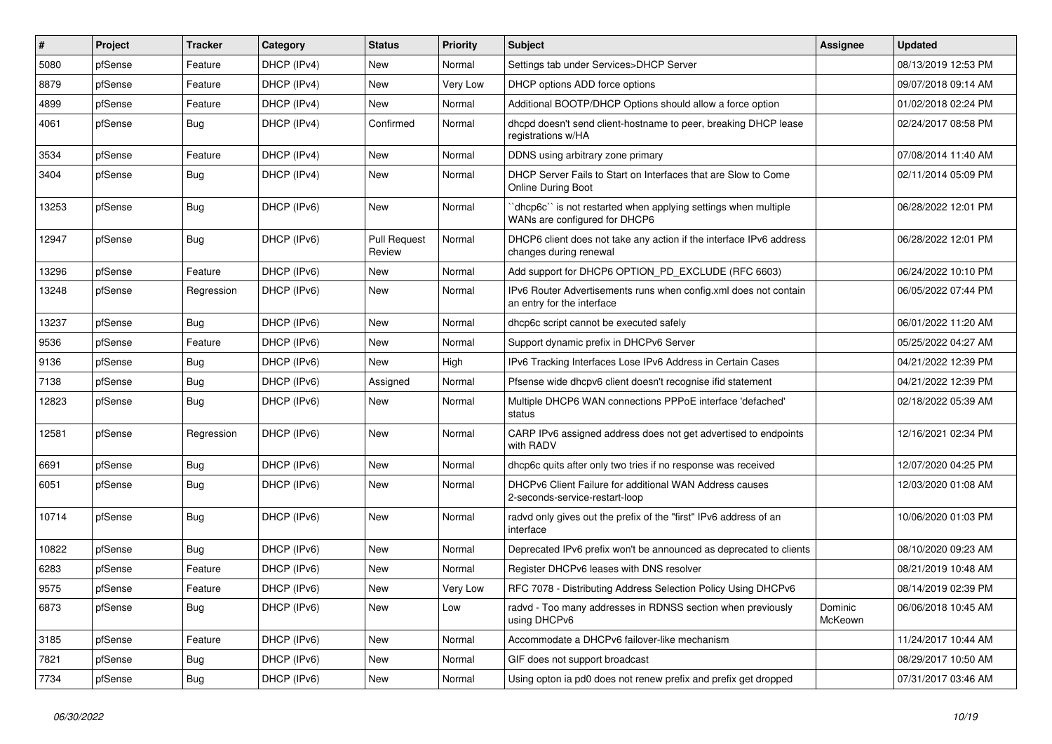| # | Project | Tracker | Category | Status | Priority | Subject | Assignee | Updated |
|---|---|---|---|---|---|---|---|---|
| 5080 | pfSense | Feature | DHCP (IPv4) | New | Normal | Settings tab under Services>DHCP Server | | 08/13/2019 12:53 PM |
| 8879 | pfSense | Feature | DHCP (IPv4) | New | Very Low | DHCP options ADD force options | | 09/07/2018 09:14 AM |
| 4899 | pfSense | Feature | DHCP (IPv4) | New | Normal | Additional BOOTP/DHCP Options should allow a force option | | 01/02/2018 02:24 PM |
| 4061 | pfSense | Bug | DHCP (IPv4) | Confirmed | Normal | dhcpd doesn't send client-hostname to peer, breaking DHCP lease registrations w/HA | | 02/24/2017 08:58 PM |
| 3534 | pfSense | Feature | DHCP (IPv4) | New | Normal | DDNS using arbitrary zone primary | | 07/08/2014 11:40 AM |
| 3404 | pfSense | Bug | DHCP (IPv4) | New | Normal | DHCP Server Fails to Start on Interfaces that are Slow to Come Online During Boot | | 02/11/2014 05:09 PM |
| 13253 | pfSense | Bug | DHCP (IPv6) | New | Normal | ``dhcp6c`` is not restarted when applying settings when multiple WANs are configured for DHCP6 | | 06/28/2022 12:01 PM |
| 12947 | pfSense | Bug | DHCP (IPv6) | Pull Request Review | Normal | DHCP6 client does not take any action if the interface IPv6 address changes during renewal | | 06/28/2022 12:01 PM |
| 13296 | pfSense | Feature | DHCP (IPv6) | New | Normal | Add support for DHCP6 OPTION_PD_EXCLUDE (RFC 6603) | | 06/24/2022 10:10 PM |
| 13248 | pfSense | Regression | DHCP (IPv6) | New | Normal | IPv6 Router Advertisements runs when config.xml does not contain an entry for the interface | | 06/05/2022 07:44 PM |
| 13237 | pfSense | Bug | DHCP (IPv6) | New | Normal | dhcp6c script cannot be executed safely | | 06/01/2022 11:20 AM |
| 9536 | pfSense | Feature | DHCP (IPv6) | New | Normal | Support dynamic prefix in DHCPv6 Server | | 05/25/2022 04:27 AM |
| 9136 | pfSense | Bug | DHCP (IPv6) | New | High | IPv6 Tracking Interfaces Lose IPv6 Address in Certain Cases | | 04/21/2022 12:39 PM |
| 7138 | pfSense | Bug | DHCP (IPv6) | Assigned | Normal | Pfsense wide dhcpv6 client doesn't recognise ifid statement | | 04/21/2022 12:39 PM |
| 12823 | pfSense | Bug | DHCP (IPv6) | New | Normal | Multiple DHCP6 WAN connections PPPoE interface 'defached' status | | 02/18/2022 05:39 AM |
| 12581 | pfSense | Regression | DHCP (IPv6) | New | Normal | CARP IPv6 assigned address does not get advertised to endpoints with RADV | | 12/16/2021 02:34 PM |
| 6691 | pfSense | Bug | DHCP (IPv6) | New | Normal | dhcp6c quits after only two tries if no response was received | | 12/07/2020 04:25 PM |
| 6051 | pfSense | Bug | DHCP (IPv6) | New | Normal | DHCPv6 Client Failure for additional WAN Address causes 2-seconds-service-restart-loop | | 12/03/2020 01:08 AM |
| 10714 | pfSense | Bug | DHCP (IPv6) | New | Normal | radvd only gives out the prefix of the "first" IPv6 address of an interface | | 10/06/2020 01:03 PM |
| 10822 | pfSense | Bug | DHCP (IPv6) | New | Normal | Deprecated IPv6 prefix won't be announced as deprecated to clients | | 08/10/2020 09:23 AM |
| 6283 | pfSense | Feature | DHCP (IPv6) | New | Normal | Register DHCPv6 leases with DNS resolver | | 08/21/2019 10:48 AM |
| 9575 | pfSense | Feature | DHCP (IPv6) | New | Very Low | RFC 7078 - Distributing Address Selection Policy Using DHCPv6 | | 08/14/2019 02:39 PM |
| 6873 | pfSense | Bug | DHCP (IPv6) | New | Low | radvd - Too many addresses in RDNSS section when previously using DHCPv6 | Dominic McKeown | 06/06/2018 10:45 AM |
| 3185 | pfSense | Feature | DHCP (IPv6) | New | Normal | Accommodate a DHCPv6 failover-like mechanism | | 11/24/2017 10:44 AM |
| 7821 | pfSense | Bug | DHCP (IPv6) | New | Normal | GIF does not support broadcast | | 08/29/2017 10:50 AM |
| 7734 | pfSense | Bug | DHCP (IPv6) | New | Normal | Using opton ia pd0 does not renew prefix and prefix get dropped | | 07/31/2017 03:46 AM |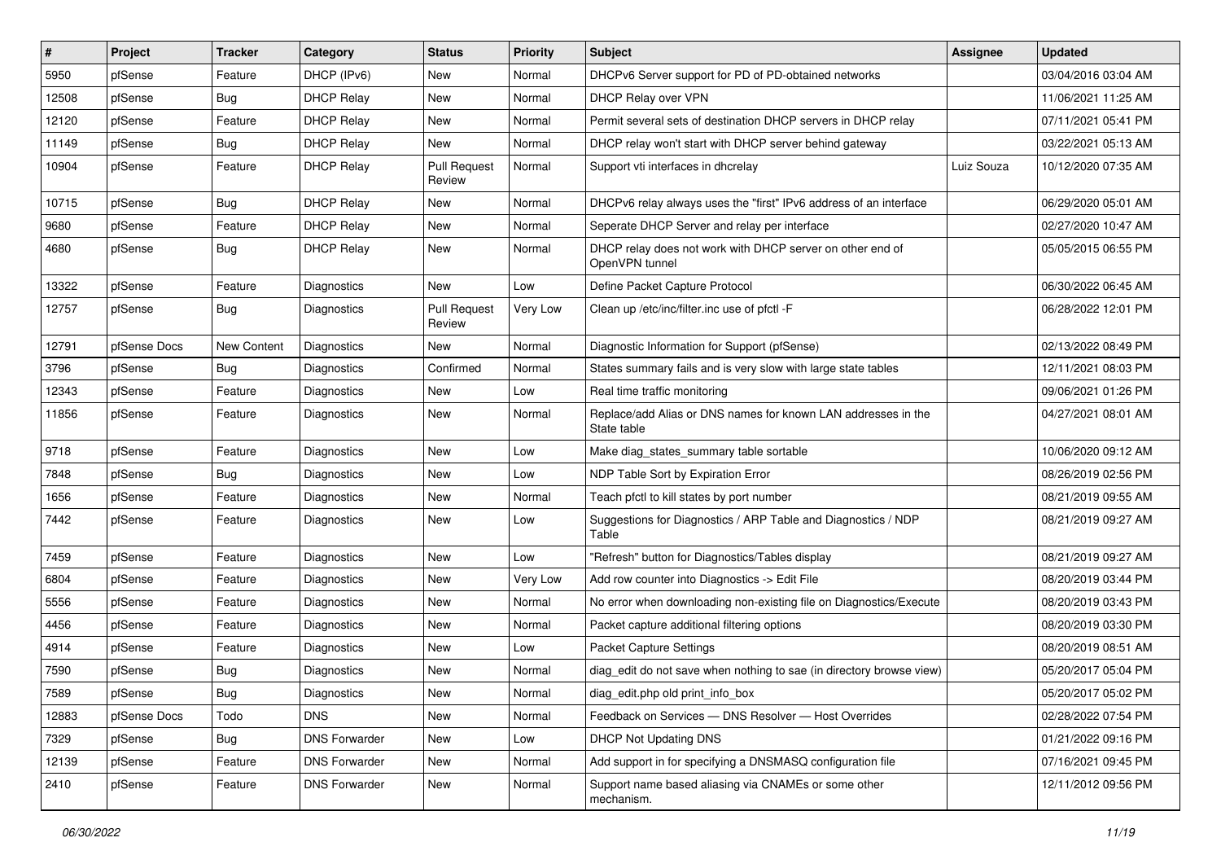| # | Project | Tracker | Category | Status | Priority | Subject | Assignee | Updated |
|---|---|---|---|---|---|---|---|---|
| 5950 | pfSense | Feature | DHCP (IPv6) | New | Normal | DHCPv6 Server support for PD of PD-obtained networks | | 03/04/2016 03:04 AM |
| 12508 | pfSense | Bug | DHCP Relay | New | Normal | DHCP Relay over VPN | | 11/06/2021 11:25 AM |
| 12120 | pfSense | Feature | DHCP Relay | New | Normal | Permit several sets of destination DHCP servers in DHCP relay | | 07/11/2021 05:41 PM |
| 11149 | pfSense | Bug | DHCP Relay | New | Normal | DHCP relay won't start with DHCP server behind gateway | | 03/22/2021 05:13 AM |
| 10904 | pfSense | Feature | DHCP Relay | Pull Request Review | Normal | Support vti interfaces in dhcrelay | Luiz Souza | 10/12/2020 07:35 AM |
| 10715 | pfSense | Bug | DHCP Relay | New | Normal | DHCPv6 relay always uses the "first" IPv6 address of an interface | | 06/29/2020 05:01 AM |
| 9680 | pfSense | Feature | DHCP Relay | New | Normal | Seperate DHCP Server and relay per interface | | 02/27/2020 10:47 AM |
| 4680 | pfSense | Bug | DHCP Relay | New | Normal | DHCP relay does not work with DHCP server on other end of OpenVPN tunnel | | 05/05/2015 06:55 PM |
| 13322 | pfSense | Feature | Diagnostics | New | Low | Define Packet Capture Protocol | | 06/30/2022 06:45 AM |
| 12757 | pfSense | Bug | Diagnostics | Pull Request Review | Very Low | Clean up /etc/inc/filter.inc use of pfctl -F | | 06/28/2022 12:01 PM |
| 12791 | pfSense Docs | New Content | Diagnostics | New | Normal | Diagnostic Information for Support (pfSense) | | 02/13/2022 08:49 PM |
| 3796 | pfSense | Bug | Diagnostics | Confirmed | Normal | States summary fails and is very slow with large state tables | | 12/11/2021 08:03 PM |
| 12343 | pfSense | Feature | Diagnostics | New | Low | Real time traffic monitoring | | 09/06/2021 01:26 PM |
| 11856 | pfSense | Feature | Diagnostics | New | Normal | Replace/add Alias or DNS names for known LAN addresses in the State table | | 04/27/2021 08:01 AM |
| 9718 | pfSense | Feature | Diagnostics | New | Low | Make diag_states_summary table sortable | | 10/06/2020 09:12 AM |
| 7848 | pfSense | Bug | Diagnostics | New | Low | NDP Table Sort by Expiration Error | | 08/26/2019 02:56 PM |
| 1656 | pfSense | Feature | Diagnostics | New | Normal | Teach pfctl to kill states by port number | | 08/21/2019 09:55 AM |
| 7442 | pfSense | Feature | Diagnostics | New | Low | Suggestions for Diagnostics / ARP Table and Diagnostics / NDP Table | | 08/21/2019 09:27 AM |
| 7459 | pfSense | Feature | Diagnostics | New | Low | "Refresh" button for Diagnostics/Tables display | | 08/21/2019 09:27 AM |
| 6804 | pfSense | Feature | Diagnostics | New | Very Low | Add row counter into Diagnostics -> Edit File | | 08/20/2019 03:44 PM |
| 5556 | pfSense | Feature | Diagnostics | New | Normal | No error when downloading non-existing file on Diagnostics/Execute | | 08/20/2019 03:43 PM |
| 4456 | pfSense | Feature | Diagnostics | New | Normal | Packet capture additional filtering options | | 08/20/2019 03:30 PM |
| 4914 | pfSense | Feature | Diagnostics | New | Low | Packet Capture Settings | | 08/20/2019 08:51 AM |
| 7590 | pfSense | Bug | Diagnostics | New | Normal | diag_edit do not save when nothing to sae (in directory browse view) | | 05/20/2017 05:04 PM |
| 7589 | pfSense | Bug | Diagnostics | New | Normal | diag_edit.php old print_info_box | | 05/20/2017 05:02 PM |
| 12883 | pfSense Docs | Todo | DNS | New | Normal | Feedback on Services — DNS Resolver — Host Overrides | | 02/28/2022 07:54 PM |
| 7329 | pfSense | Bug | DNS Forwarder | New | Low | DHCP Not Updating DNS | | 01/21/2022 09:16 PM |
| 12139 | pfSense | Feature | DNS Forwarder | New | Normal | Add support in for specifying a DNSMASQ configuration file | | 07/16/2021 09:45 PM |
| 2410 | pfSense | Feature | DNS Forwarder | New | Normal | Support name based aliasing via CNAMEs or some other mechanism. | | 12/11/2012 09:56 PM |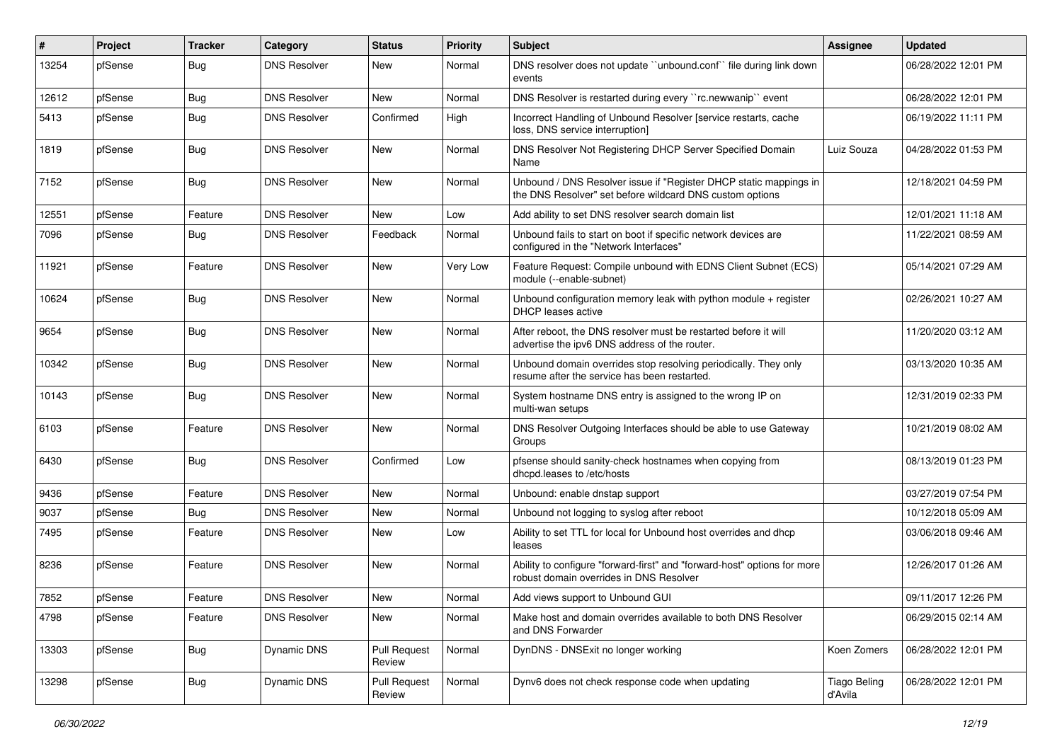| # | Project | Tracker | Category | Status | Priority | Subject | Assignee | Updated |
|---|---|---|---|---|---|---|---|---|
| 13254 | pfSense | Bug | DNS Resolver | New | Normal | DNS resolver does not update ``unbound.conf`` file during link down events | | 06/28/2022 12:01 PM |
| 12612 | pfSense | Bug | DNS Resolver | New | Normal | DNS Resolver is restarted during every ``rc.newwanip`` event | | 06/28/2022 12:01 PM |
| 5413 | pfSense | Bug | DNS Resolver | Confirmed | High | Incorrect Handling of Unbound Resolver [service restarts, cache loss, DNS service interruption] | | 06/19/2022 11:11 PM |
| 1819 | pfSense | Bug | DNS Resolver | New | Normal | DNS Resolver Not Registering DHCP Server Specified Domain Name | Luiz Souza | 04/28/2022 01:53 PM |
| 7152 | pfSense | Bug | DNS Resolver | New | Normal | Unbound / DNS Resolver issue if "Register DHCP static mappings in the DNS Resolver" set before wildcard DNS custom options | | 12/18/2021 04:59 PM |
| 12551 | pfSense | Feature | DNS Resolver | New | Low | Add ability to set DNS resolver search domain list | | 12/01/2021 11:18 AM |
| 7096 | pfSense | Bug | DNS Resolver | Feedback | Normal | Unbound fails to start on boot if specific network devices are configured in the "Network Interfaces" | | 11/22/2021 08:59 AM |
| 11921 | pfSense | Feature | DNS Resolver | New | Very Low | Feature Request: Compile unbound with EDNS Client Subnet (ECS) module (--enable-subnet) | | 05/14/2021 07:29 AM |
| 10624 | pfSense | Bug | DNS Resolver | New | Normal | Unbound configuration memory leak with python module + register DHCP leases active | | 02/26/2021 10:27 AM |
| 9654 | pfSense | Bug | DNS Resolver | New | Normal | After reboot, the DNS resolver must be restarted before it will advertise the ipv6 DNS address of the router. | | 11/20/2020 03:12 AM |
| 10342 | pfSense | Bug | DNS Resolver | New | Normal | Unbound domain overrides stop resolving periodically. They only resume after the service has been restarted. | | 03/13/2020 10:35 AM |
| 10143 | pfSense | Bug | DNS Resolver | New | Normal | System hostname DNS entry is assigned to the wrong IP on multi-wan setups | | 12/31/2019 02:33 PM |
| 6103 | pfSense | Feature | DNS Resolver | New | Normal | DNS Resolver Outgoing Interfaces should be able to use Gateway Groups | | 10/21/2019 08:02 AM |
| 6430 | pfSense | Bug | DNS Resolver | Confirmed | Low | pfsense should sanity-check hostnames when copying from dhcpd.leases to /etc/hosts | | 08/13/2019 01:23 PM |
| 9436 | pfSense | Feature | DNS Resolver | New | Normal | Unbound: enable dnstap support | | 03/27/2019 07:54 PM |
| 9037 | pfSense | Bug | DNS Resolver | New | Normal | Unbound not logging to syslog after reboot | | 10/12/2018 05:09 AM |
| 7495 | pfSense | Feature | DNS Resolver | New | Low | Ability to set TTL for local for Unbound host overrides and dhcp leases | | 03/06/2018 09:46 AM |
| 8236 | pfSense | Feature | DNS Resolver | New | Normal | Ability to configure "forward-first" and "forward-host" options for more robust domain overrides in DNS Resolver | | 12/26/2017 01:26 AM |
| 7852 | pfSense | Feature | DNS Resolver | New | Normal | Add views support to Unbound GUI | | 09/11/2017 12:26 PM |
| 4798 | pfSense | Feature | DNS Resolver | New | Normal | Make host and domain overrides available to both DNS Resolver and DNS Forwarder | | 06/29/2015 02:14 AM |
| 13303 | pfSense | Bug | Dynamic DNS | Pull Request Review | Normal | DynDNS - DNSExit no longer working | Koen Zomers | 06/28/2022 12:01 PM |
| 13298 | pfSense | Bug | Dynamic DNS | Pull Request Review | Normal | Dynv6 does not check response code when updating | Tiago Beling d'Avila | 06/28/2022 12:01 PM |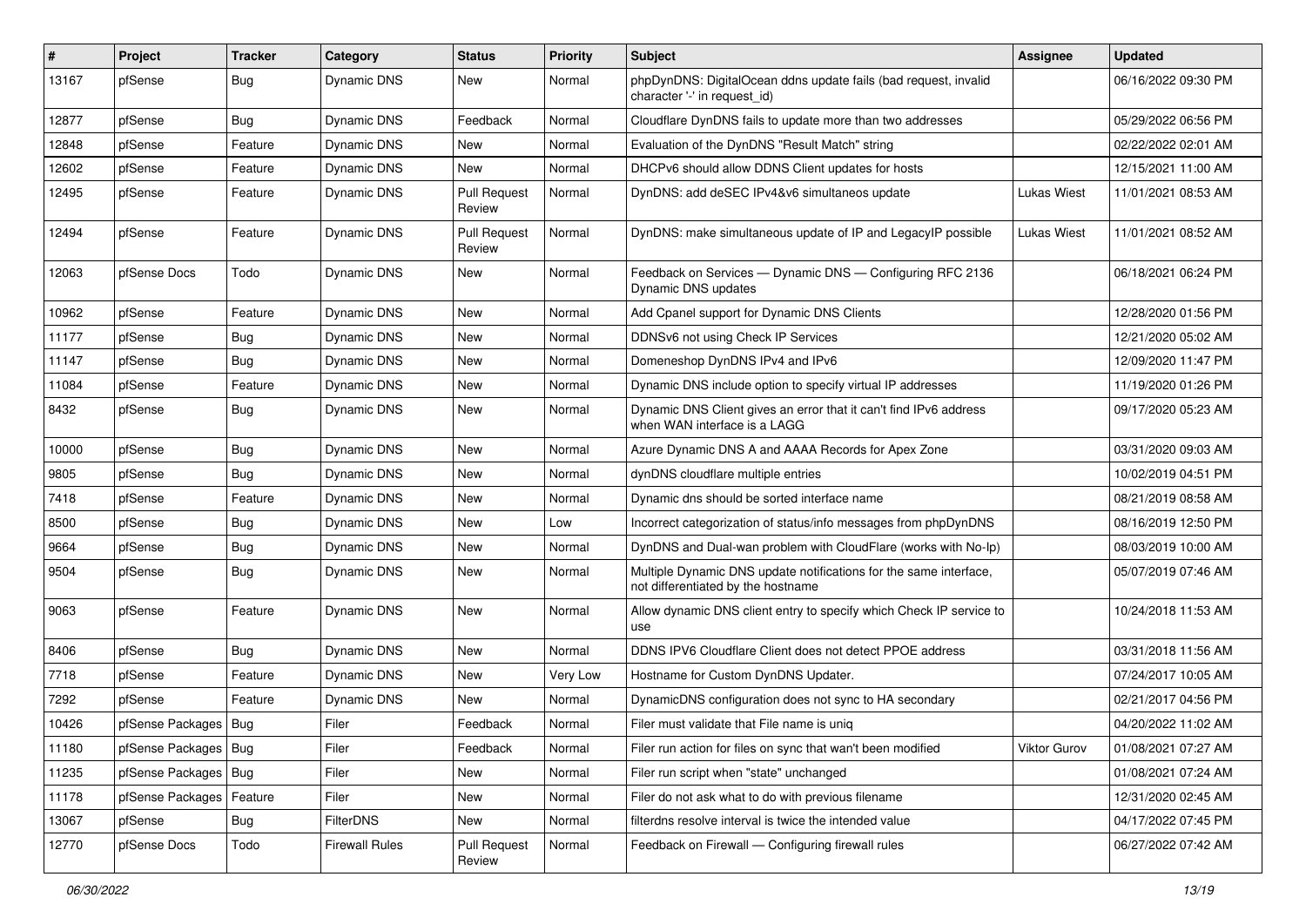| # | Project | Tracker | Category | Status | Priority | Subject | Assignee | Updated |
|---|---|---|---|---|---|---|---|---|
| 13167 | pfSense | Bug | Dynamic DNS | New | Normal | phpDynDNS: DigitalOcean ddns update fails (bad request, invalid character '-' in request_id) | | 06/16/2022 09:30 PM |
| 12877 | pfSense | Bug | Dynamic DNS | Feedback | Normal | Cloudflare DynDNS fails to update more than two addresses | | 05/29/2022 06:56 PM |
| 12848 | pfSense | Feature | Dynamic DNS | New | Normal | Evaluation of the DynDNS "Result Match" string | | 02/22/2022 02:01 AM |
| 12602 | pfSense | Feature | Dynamic DNS | New | Normal | DHCPv6 should allow DDNS Client updates for hosts | | 12/15/2021 11:00 AM |
| 12495 | pfSense | Feature | Dynamic DNS | Pull Request Review | Normal | DynDNS: add deSEC IPv4&v6 simultaneos update | Lukas Wiest | 11/01/2021 08:53 AM |
| 12494 | pfSense | Feature | Dynamic DNS | Pull Request Review | Normal | DynDNS: make simultaneous update of IP and LegacyIP possible | Lukas Wiest | 11/01/2021 08:52 AM |
| 12063 | pfSense Docs | Todo | Dynamic DNS | New | Normal | Feedback on Services — Dynamic DNS — Configuring RFC 2136 Dynamic DNS updates | | 06/18/2021 06:24 PM |
| 10962 | pfSense | Feature | Dynamic DNS | New | Normal | Add Cpanel support for Dynamic DNS Clients | | 12/28/2020 01:56 PM |
| 11177 | pfSense | Bug | Dynamic DNS | New | Normal | DDNSv6 not using Check IP Services | | 12/21/2020 05:02 AM |
| 11147 | pfSense | Bug | Dynamic DNS | New | Normal | Domeneshop DynDNS IPv4 and IPv6 | | 12/09/2020 11:47 PM |
| 11084 | pfSense | Feature | Dynamic DNS | New | Normal | Dynamic DNS include option to specify virtual IP addresses | | 11/19/2020 01:26 PM |
| 8432 | pfSense | Bug | Dynamic DNS | New | Normal | Dynamic DNS Client gives an error that it can't find IPv6 address when WAN interface is a LAGG | | 09/17/2020 05:23 AM |
| 10000 | pfSense | Bug | Dynamic DNS | New | Normal | Azure Dynamic DNS A and AAAA Records for Apex Zone | | 03/31/2020 09:03 AM |
| 9805 | pfSense | Bug | Dynamic DNS | New | Normal | dynDNS cloudflare multiple entries | | 10/02/2019 04:51 PM |
| 7418 | pfSense | Feature | Dynamic DNS | New | Normal | Dynamic dns should be sorted interface name | | 08/21/2019 08:58 AM |
| 8500 | pfSense | Bug | Dynamic DNS | New | Low | Incorrect categorization of status/info messages from phpDynDNS | | 08/16/2019 12:50 PM |
| 9664 | pfSense | Bug | Dynamic DNS | New | Normal | DynDNS and Dual-wan problem with CloudFlare (works with No-Ip) | | 08/03/2019 10:00 AM |
| 9504 | pfSense | Bug | Dynamic DNS | New | Normal | Multiple Dynamic DNS update notifications for the same interface, not differentiated by the hostname | | 05/07/2019 07:46 AM |
| 9063 | pfSense | Feature | Dynamic DNS | New | Normal | Allow dynamic DNS client entry to specify which Check IP service to use | | 10/24/2018 11:53 AM |
| 8406 | pfSense | Bug | Dynamic DNS | New | Normal | DDNS IPV6 Cloudflare Client does not detect PPOE address | | 03/31/2018 11:56 AM |
| 7718 | pfSense | Feature | Dynamic DNS | New | Very Low | Hostname for Custom DynDNS Updater. | | 07/24/2017 10:05 AM |
| 7292 | pfSense | Feature | Dynamic DNS | New | Normal | DynamicDNS configuration does not sync to HA secondary | | 02/21/2017 04:56 PM |
| 10426 | pfSense Packages | Bug | Filer | Feedback | Normal | Filer must validate that File name is uniq | | 04/20/2022 11:02 AM |
| 11180 | pfSense Packages | Bug | Filer | Feedback | Normal | Filer run action for files on sync that wan't been modified | Viktor Gurov | 01/08/2021 07:27 AM |
| 11235 | pfSense Packages | Bug | Filer | New | Normal | Filer run script when "state" unchanged | | 01/08/2021 07:24 AM |
| 11178 | pfSense Packages | Feature | Filer | New | Normal | Filer do not ask what to do with previous filename | | 12/31/2020 02:45 AM |
| 13067 | pfSense | Bug | FilterDNS | New | Normal | filterdns resolve interval is twice the intended value | | 04/17/2022 07:45 PM |
| 12770 | pfSense Docs | Todo | Firewall Rules | Pull Request Review | Normal | Feedback on Firewall — Configuring firewall rules | | 06/27/2022 07:42 AM |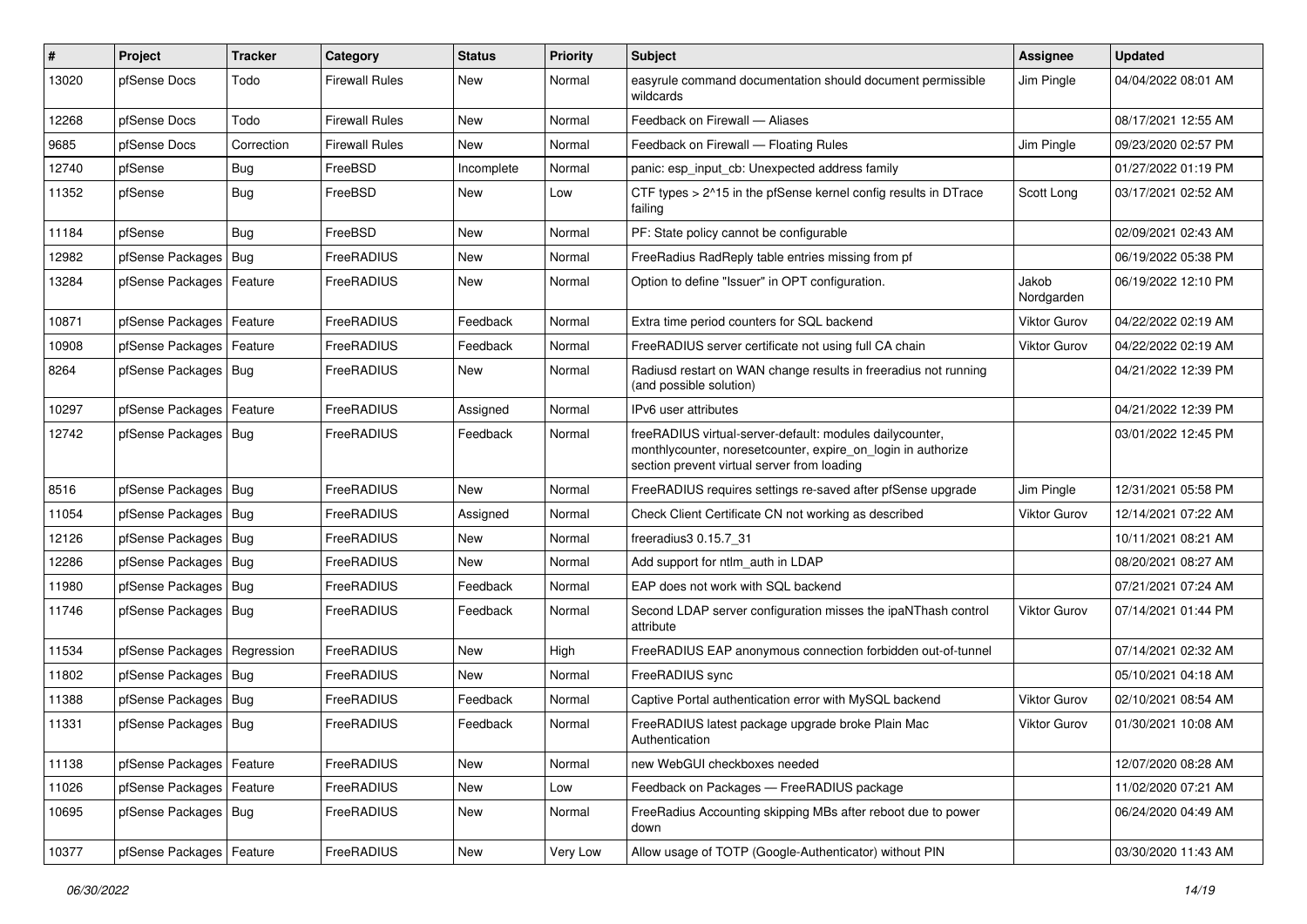| # | Project | Tracker | Category | Status | Priority | Subject | Assignee | Updated |
|---|---|---|---|---|---|---|---|---|
| 13020 | pfSense Docs | Todo | Firewall Rules | New | Normal | easyrule command documentation should document permissible wildcards | Jim Pingle | 04/04/2022 08:01 AM |
| 12268 | pfSense Docs | Todo | Firewall Rules | New | Normal | Feedback on Firewall — Aliases | | 08/17/2021 12:55 AM |
| 9685 | pfSense Docs | Correction | Firewall Rules | New | Normal | Feedback on Firewall — Floating Rules | Jim Pingle | 09/23/2020 02:57 PM |
| 12740 | pfSense | Bug | FreeBSD | Incomplete | Normal | panic: esp_input_cb: Unexpected address family | | 01/27/2022 01:19 PM |
| 11352 | pfSense | Bug | FreeBSD | New | Low | CTF types > 2^15 in the pfSense kernel config results in DTrace failing | Scott Long | 03/17/2021 02:52 AM |
| 11184 | pfSense | Bug | FreeBSD | New | Normal | PF: State policy cannot be configurable | | 02/09/2021 02:43 AM |
| 12982 | pfSense Packages | Bug | FreeRADIUS | New | Normal | FreeRadius RadReply table entries missing from pf | | 06/19/2022 05:38 PM |
| 13284 | pfSense Packages | Feature | FreeRADIUS | New | Normal | Option to define "Issuer" in OPT configuration. | Jakob Nordgarden | 06/19/2022 12:10 PM |
| 10871 | pfSense Packages | Feature | FreeRADIUS | Feedback | Normal | Extra time period counters for SQL backend | Viktor Gurov | 04/22/2022 02:19 AM |
| 10908 | pfSense Packages | Feature | FreeRADIUS | Feedback | Normal | FreeRADIUS server certificate not using full CA chain | Viktor Gurov | 04/22/2022 02:19 AM |
| 8264 | pfSense Packages | Bug | FreeRADIUS | New | Normal | Radiusd restart on WAN change results in freeradius not running (and possible solution) | | 04/21/2022 12:39 PM |
| 10297 | pfSense Packages | Feature | FreeRADIUS | Assigned | Normal | IPv6 user attributes | | 04/21/2022 12:39 PM |
| 12742 | pfSense Packages | Bug | FreeRADIUS | Feedback | Normal | freeRADIUS virtual-server-default: modules dailycounter, monthlycounter, noresetcounter, expire_on_login in authorize section prevent virtual server from loading | | 03/01/2022 12:45 PM |
| 8516 | pfSense Packages | Bug | FreeRADIUS | New | Normal | FreeRADIUS requires settings re-saved after pfSense upgrade | Jim Pingle | 12/31/2021 05:58 PM |
| 11054 | pfSense Packages | Bug | FreeRADIUS | Assigned | Normal | Check Client Certificate CN not working as described | Viktor Gurov | 12/14/2021 07:22 AM |
| 12126 | pfSense Packages | Bug | FreeRADIUS | New | Normal | freeradius3 0.15.7_31 | | 10/11/2021 08:21 AM |
| 12286 | pfSense Packages | Bug | FreeRADIUS | New | Normal | Add support for ntlm_auth in LDAP | | 08/20/2021 08:27 AM |
| 11980 | pfSense Packages | Bug | FreeRADIUS | Feedback | Normal | EAP does not work with SQL backend | | 07/21/2021 07:24 AM |
| 11746 | pfSense Packages | Bug | FreeRADIUS | Feedback | Normal | Second LDAP server configuration misses the ipaNThash control attribute | Viktor Gurov | 07/14/2021 01:44 PM |
| 11534 | pfSense Packages | Regression | FreeRADIUS | New | High | FreeRADIUS EAP anonymous connection forbidden out-of-tunnel | | 07/14/2021 02:32 AM |
| 11802 | pfSense Packages | Bug | FreeRADIUS | New | Normal | FreeRADIUS sync | | 05/10/2021 04:18 AM |
| 11388 | pfSense Packages | Bug | FreeRADIUS | Feedback | Normal | Captive Portal authentication error with MySQL backend | Viktor Gurov | 02/10/2021 08:54 AM |
| 11331 | pfSense Packages | Bug | FreeRADIUS | Feedback | Normal | FreeRADIUS latest package upgrade broke Plain Mac Authentication | Viktor Gurov | 01/30/2021 10:08 AM |
| 11138 | pfSense Packages | Feature | FreeRADIUS | New | Normal | new WebGUI checkboxes needed | | 12/07/2020 08:28 AM |
| 11026 | pfSense Packages | Feature | FreeRADIUS | New | Low | Feedback on Packages — FreeRADIUS package | | 11/02/2020 07:21 AM |
| 10695 | pfSense Packages | Bug | FreeRADIUS | New | Normal | FreeRadius Accounting skipping MBs after reboot due to power down | | 06/24/2020 04:49 AM |
| 10377 | pfSense Packages | Feature | FreeRADIUS | New | Very Low | Allow usage of TOTP (Google-Authenticator) without PIN | | 03/30/2020 11:43 AM |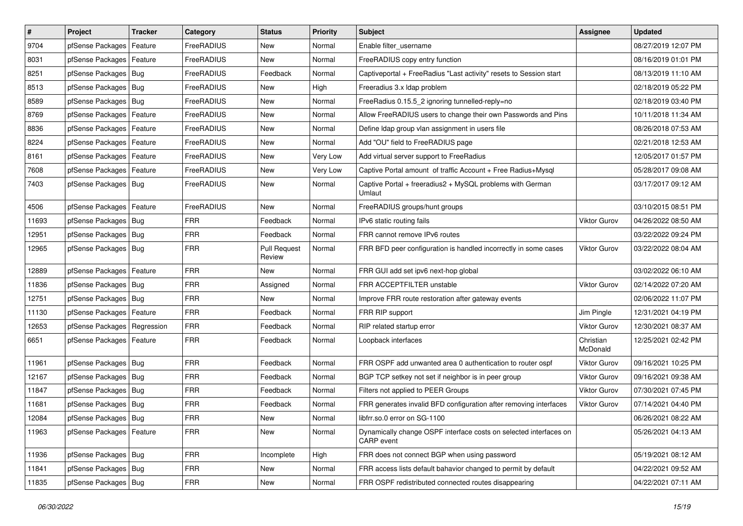| # | Project | Tracker | Category | Status | Priority | Subject | Assignee | Updated |
| --- | --- | --- | --- | --- | --- | --- | --- | --- |
| 9704 | pfSense Packages | Feature | FreeRADIUS | New | Normal | Enable filter_username | | 08/27/2019 12:07 PM |
| 8031 | pfSense Packages | Feature | FreeRADIUS | New | Normal | FreeRADIUS copy entry function | | 08/16/2019 01:01 PM |
| 8251 | pfSense Packages | Bug | FreeRADIUS | Feedback | Normal | Captiveportal + FreeRadius "Last activity" resets to Session start | | 08/13/2019 11:10 AM |
| 8513 | pfSense Packages | Bug | FreeRADIUS | New | High | Freeradius 3.x ldap problem | | 02/18/2019 05:22 PM |
| 8589 | pfSense Packages | Bug | FreeRADIUS | New | Normal | FreeRadius 0.15.5_2 ignoring tunnelled-reply=no | | 02/18/2019 03:40 PM |
| 8769 | pfSense Packages | Feature | FreeRADIUS | New | Normal | Allow FreeRADIUS users to change their own Passwords and Pins | | 10/11/2018 11:34 AM |
| 8836 | pfSense Packages | Feature | FreeRADIUS | New | Normal | Define ldap group vlan assignment in users file | | 08/26/2018 07:53 AM |
| 8224 | pfSense Packages | Feature | FreeRADIUS | New | Normal | Add "OU" field to FreeRADIUS page | | 02/21/2018 12:53 AM |
| 8161 | pfSense Packages | Feature | FreeRADIUS | New | Very Low | Add virtual server support to FreeRadius | | 12/05/2017 01:57 PM |
| 7608 | pfSense Packages | Feature | FreeRADIUS | New | Very Low | Captive Portal amount of traffic Account + Free Radius+Mysql | | 05/28/2017 09:08 AM |
| 7403 | pfSense Packages | Bug | FreeRADIUS | New | Normal | Captive Portal + freeradius2 + MySQL problems with German Umlaut | | 03/17/2017 09:12 AM |
| 4506 | pfSense Packages | Feature | FreeRADIUS | New | Normal | FreeRADIUS groups/hunt groups | | 03/10/2015 08:51 PM |
| 11693 | pfSense Packages | Bug | FRR | Feedback | Normal | IPv6 static routing fails | Viktor Gurov | 04/26/2022 08:50 AM |
| 12951 | pfSense Packages | Bug | FRR | Feedback | Normal | FRR cannot remove IPv6 routes | | 03/22/2022 09:24 PM |
| 12965 | pfSense Packages | Bug | FRR | Pull Request Review | Normal | FRR BFD peer configuration is handled incorrectly in some cases | Viktor Gurov | 03/22/2022 08:04 AM |
| 12889 | pfSense Packages | Feature | FRR | New | Normal | FRR GUI add set ipv6 next-hop global | | 03/02/2022 06:10 AM |
| 11836 | pfSense Packages | Bug | FRR | Assigned | Normal | FRR ACCEPTFILTER unstable | Viktor Gurov | 02/14/2022 07:20 AM |
| 12751 | pfSense Packages | Bug | FRR | New | Normal | Improve FRR route restoration after gateway events | | 02/06/2022 11:07 PM |
| 11130 | pfSense Packages | Feature | FRR | Feedback | Normal | FRR RIP support | Jim Pingle | 12/31/2021 04:19 PM |
| 12653 | pfSense Packages | Regression | FRR | Feedback | Normal | RIP related startup error | Viktor Gurov | 12/30/2021 08:37 AM |
| 6651 | pfSense Packages | Feature | FRR | Feedback | Normal | Loopback interfaces | Christian McDonald | 12/25/2021 02:42 PM |
| 11961 | pfSense Packages | Bug | FRR | Feedback | Normal | FRR OSPF add unwanted area 0 authentication to router ospf | Viktor Gurov | 09/16/2021 10:25 PM |
| 12167 | pfSense Packages | Bug | FRR | Feedback | Normal | BGP TCP setkey not set if neighbor is in peer group | Viktor Gurov | 09/16/2021 09:38 AM |
| 11847 | pfSense Packages | Bug | FRR | Feedback | Normal | Filters not applied to PEER Groups | Viktor Gurov | 07/30/2021 07:45 PM |
| 11681 | pfSense Packages | Bug | FRR | Feedback | Normal | FRR generates invalid BFD configuration after removing interfaces | Viktor Gurov | 07/14/2021 04:40 PM |
| 12084 | pfSense Packages | Bug | FRR | New | Normal | libfrr.so.0 error on SG-1100 | | 06/26/2021 08:22 AM |
| 11963 | pfSense Packages | Feature | FRR | New | Normal | Dynamically change OSPF interface costs on selected interfaces on CARP event | | 05/26/2021 04:13 AM |
| 11936 | pfSense Packages | Bug | FRR | Incomplete | High | FRR does not connect BGP when using password | | 05/19/2021 08:12 AM |
| 11841 | pfSense Packages | Bug | FRR | New | Normal | FRR access lists default bahavior changed to permit by default | | 04/22/2021 09:52 AM |
| 11835 | pfSense Packages | Bug | FRR | New | Normal | FRR OSPF redistributed connected routes disappearing | | 04/22/2021 07:11 AM |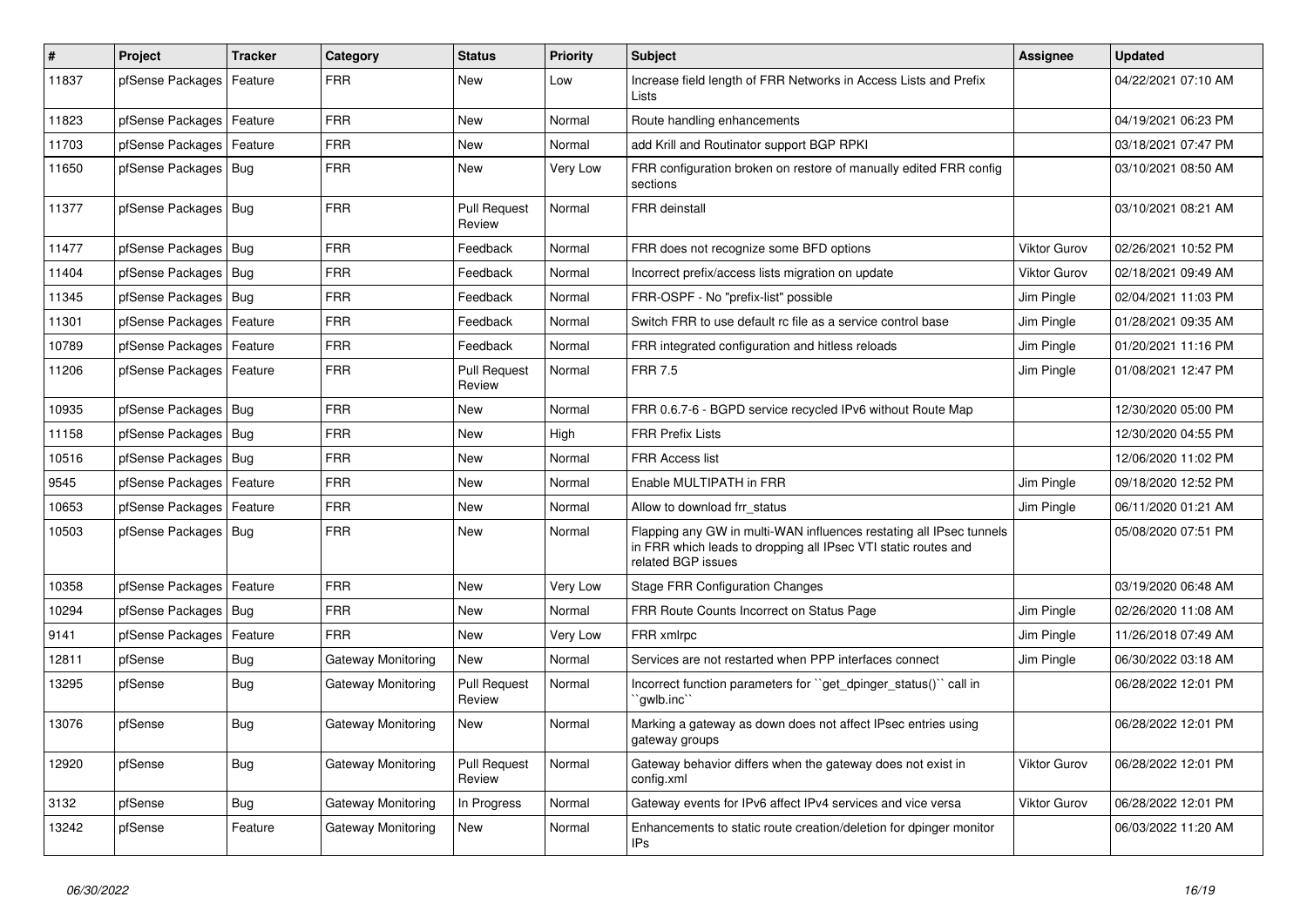| # | Project | Tracker | Category | Status | Priority | Subject | Assignee | Updated |
|---|---|---|---|---|---|---|---|---|
| 11837 | pfSense Packages | Feature | FRR | New | Low | Increase field length of FRR Networks in Access Lists and Prefix Lists | | 04/22/2021 07:10 AM |
| 11823 | pfSense Packages | Feature | FRR | New | Normal | Route handling enhancements | | 04/19/2021 06:23 PM |
| 11703 | pfSense Packages | Feature | FRR | New | Normal | add Krill and Routinator support BGP RPKI | | 03/18/2021 07:47 PM |
| 11650 | pfSense Packages | Bug | FRR | New | Very Low | FRR configuration broken on restore of manually edited FRR config sections | | 03/10/2021 08:50 AM |
| 11377 | pfSense Packages | Bug | FRR | Pull Request Review | Normal | FRR deinstall | | 03/10/2021 08:21 AM |
| 11477 | pfSense Packages | Bug | FRR | Feedback | Normal | FRR does not recognize some BFD options | Viktor Gurov | 02/26/2021 10:52 PM |
| 11404 | pfSense Packages | Bug | FRR | Feedback | Normal | Incorrect prefix/access lists migration on update | Viktor Gurov | 02/18/2021 09:49 AM |
| 11345 | pfSense Packages | Bug | FRR | Feedback | Normal | FRR-OSPF - No "prefix-list" possible | Jim Pingle | 02/04/2021 11:03 PM |
| 11301 | pfSense Packages | Feature | FRR | Feedback | Normal | Switch FRR to use default rc file as a service control base | Jim Pingle | 01/28/2021 09:35 AM |
| 10789 | pfSense Packages | Feature | FRR | Feedback | Normal | FRR integrated configuration and hitless reloads | Jim Pingle | 01/20/2021 11:16 PM |
| 11206 | pfSense Packages | Feature | FRR | Pull Request Review | Normal | FRR 7.5 | Jim Pingle | 01/08/2021 12:47 PM |
| 10935 | pfSense Packages | Bug | FRR | New | Normal | FRR 0.6.7-6 - BGPD service recycled IPv6 without Route Map | | 12/30/2020 05:00 PM |
| 11158 | pfSense Packages | Bug | FRR | New | High | FRR Prefix Lists | | 12/30/2020 04:55 PM |
| 10516 | pfSense Packages | Bug | FRR | New | Normal | FRR Access list | | 12/06/2020 11:02 PM |
| 9545 | pfSense Packages | Feature | FRR | New | Normal | Enable MULTIPATH in FRR | Jim Pingle | 09/18/2020 12:52 PM |
| 10653 | pfSense Packages | Feature | FRR | New | Normal | Allow to download frr_status | Jim Pingle | 06/11/2020 01:21 AM |
| 10503 | pfSense Packages | Bug | FRR | New | Normal | Flapping any GW in multi-WAN influences restating all IPsec tunnels in FRR which leads to dropping all IPsec VTI static routes and related BGP issues | | 05/08/2020 07:51 PM |
| 10358 | pfSense Packages | Feature | FRR | New | Very Low | Stage FRR Configuration Changes | | 03/19/2020 06:48 AM |
| 10294 | pfSense Packages | Bug | FRR | New | Normal | FRR Route Counts Incorrect on Status Page | Jim Pingle | 02/26/2020 11:08 AM |
| 9141 | pfSense Packages | Feature | FRR | New | Very Low | FRR xmlrpc | Jim Pingle | 11/26/2018 07:49 AM |
| 12811 | pfSense | Bug | Gateway Monitoring | New | Normal | Services are not restarted when PPP interfaces connect | Jim Pingle | 06/30/2022 03:18 AM |
| 13295 | pfSense | Bug | Gateway Monitoring | Pull Request Review | Normal | Incorrect function parameters for ``get_dpinger_status()`` call in ``gwlb.inc`` | | 06/28/2022 12:01 PM |
| 13076 | pfSense | Bug | Gateway Monitoring | New | Normal | Marking a gateway as down does not affect IPsec entries using gateway groups | | 06/28/2022 12:01 PM |
| 12920 | pfSense | Bug | Gateway Monitoring | Pull Request Review | Normal | Gateway behavior differs when the gateway does not exist in config.xml | Viktor Gurov | 06/28/2022 12:01 PM |
| 3132 | pfSense | Bug | Gateway Monitoring | In Progress | Normal | Gateway events for IPv6 affect IPv4 services and vice versa | Viktor Gurov | 06/28/2022 12:01 PM |
| 13242 | pfSense | Feature | Gateway Monitoring | New | Normal | Enhancements to static route creation/deletion for dpinger monitor IPs | | 06/03/2022 11:20 AM |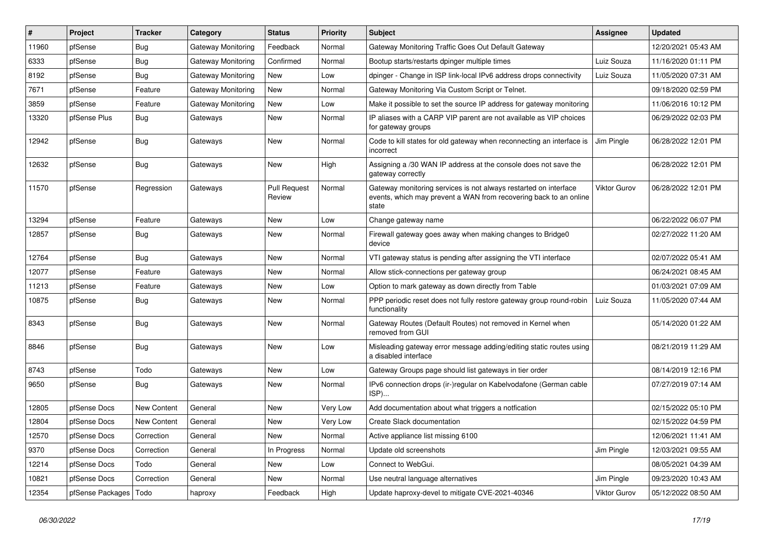| # | Project | Tracker | Category | Status | Priority | Subject | Assignee | Updated |
|---|---|---|---|---|---|---|---|---|
| 11960 | pfSense | Bug | Gateway Monitoring | Feedback | Normal | Gateway Monitoring Traffic Goes Out Default Gateway | | 12/20/2021 05:43 AM |
| 6333 | pfSense | Bug | Gateway Monitoring | Confirmed | Normal | Bootup starts/restarts dpinger multiple times | Luiz Souza | 11/16/2020 01:11 PM |
| 8192 | pfSense | Bug | Gateway Monitoring | New | Low | dpinger - Change in ISP link-local IPv6 address drops connectivity | Luiz Souza | 11/05/2020 07:31 AM |
| 7671 | pfSense | Feature | Gateway Monitoring | New | Normal | Gateway Monitoring Via Custom Script or Telnet. | | 09/18/2020 02:59 PM |
| 3859 | pfSense | Feature | Gateway Monitoring | New | Low | Make it possible to set the source IP address for gateway monitoring | | 11/06/2016 10:12 PM |
| 13320 | pfSense Plus | Bug | Gateways | New | Normal | IP aliases with a CARP VIP parent are not available as VIP choices for gateway groups | | 06/29/2022 02:03 PM |
| 12942 | pfSense | Bug | Gateways | New | Normal | Code to kill states for old gateway when reconnecting an interface is incorrect | Jim Pingle | 06/28/2022 12:01 PM |
| 12632 | pfSense | Bug | Gateways | New | High | Assigning a /30 WAN IP address at the console does not save the gateway correctly | | 06/28/2022 12:01 PM |
| 11570 | pfSense | Regression | Gateways | Pull Request Review | Normal | Gateway monitoring services is not always restarted on interface events, which may prevent a WAN from recovering back to an online state | Viktor Gurov | 06/28/2022 12:01 PM |
| 13294 | pfSense | Feature | Gateways | New | Low | Change gateway name | | 06/22/2022 06:07 PM |
| 12857 | pfSense | Bug | Gateways | New | Normal | Firewall gateway goes away when making changes to Bridge0 device | | 02/27/2022 11:20 AM |
| 12764 | pfSense | Bug | Gateways | New | Normal | VTI gateway status is pending after assigning the VTI interface | | 02/07/2022 05:41 AM |
| 12077 | pfSense | Feature | Gateways | New | Normal | Allow stick-connections per gateway group | | 06/24/2021 08:45 AM |
| 11213 | pfSense | Feature | Gateways | New | Low | Option to mark gateway as down directly from Table | | 01/03/2021 07:09 AM |
| 10875 | pfSense | Bug | Gateways | New | Normal | PPP periodic reset does not fully restore gateway group round-robin functionality | Luiz Souza | 11/05/2020 07:44 AM |
| 8343 | pfSense | Bug | Gateways | New | Normal | Gateway Routes (Default Routes) not removed in Kernel when removed from GUI | | 05/14/2020 01:22 AM |
| 8846 | pfSense | Bug | Gateways | New | Low | Misleading gateway error message adding/editing static routes using a disabled interface | | 08/21/2019 11:29 AM |
| 8743 | pfSense | Todo | Gateways | New | Low | Gateway Groups page should list gateways in tier order | | 08/14/2019 12:16 PM |
| 9650 | pfSense | Bug | Gateways | New | Normal | IPv6 connection drops (ir-)regular on Kabelvodafone (German cable ISP)... | | 07/27/2019 07:14 AM |
| 12805 | pfSense Docs | New Content | General | New | Very Low | Add documentation about what triggers a notfication | | 02/15/2022 05:10 PM |
| 12804 | pfSense Docs | New Content | General | New | Very Low | Create Slack documentation | | 02/15/2022 04:59 PM |
| 12570 | pfSense Docs | Correction | General | New | Normal | Active appliance list missing 6100 | | 12/06/2021 11:41 AM |
| 9370 | pfSense Docs | Correction | General | In Progress | Normal | Update old screenshots | Jim Pingle | 12/03/2021 09:55 AM |
| 12214 | pfSense Docs | Todo | General | New | Low | Connect to WebGui. | | 08/05/2021 04:39 AM |
| 10821 | pfSense Docs | Correction | General | New | Normal | Use neutral language alternatives | Jim Pingle | 09/23/2020 10:43 AM |
| 12354 | pfSense Packages | Todo | haproxy | Feedback | High | Update haproxy-devel to mitigate CVE-2021-40346 | Viktor Gurov | 05/12/2022 08:50 AM |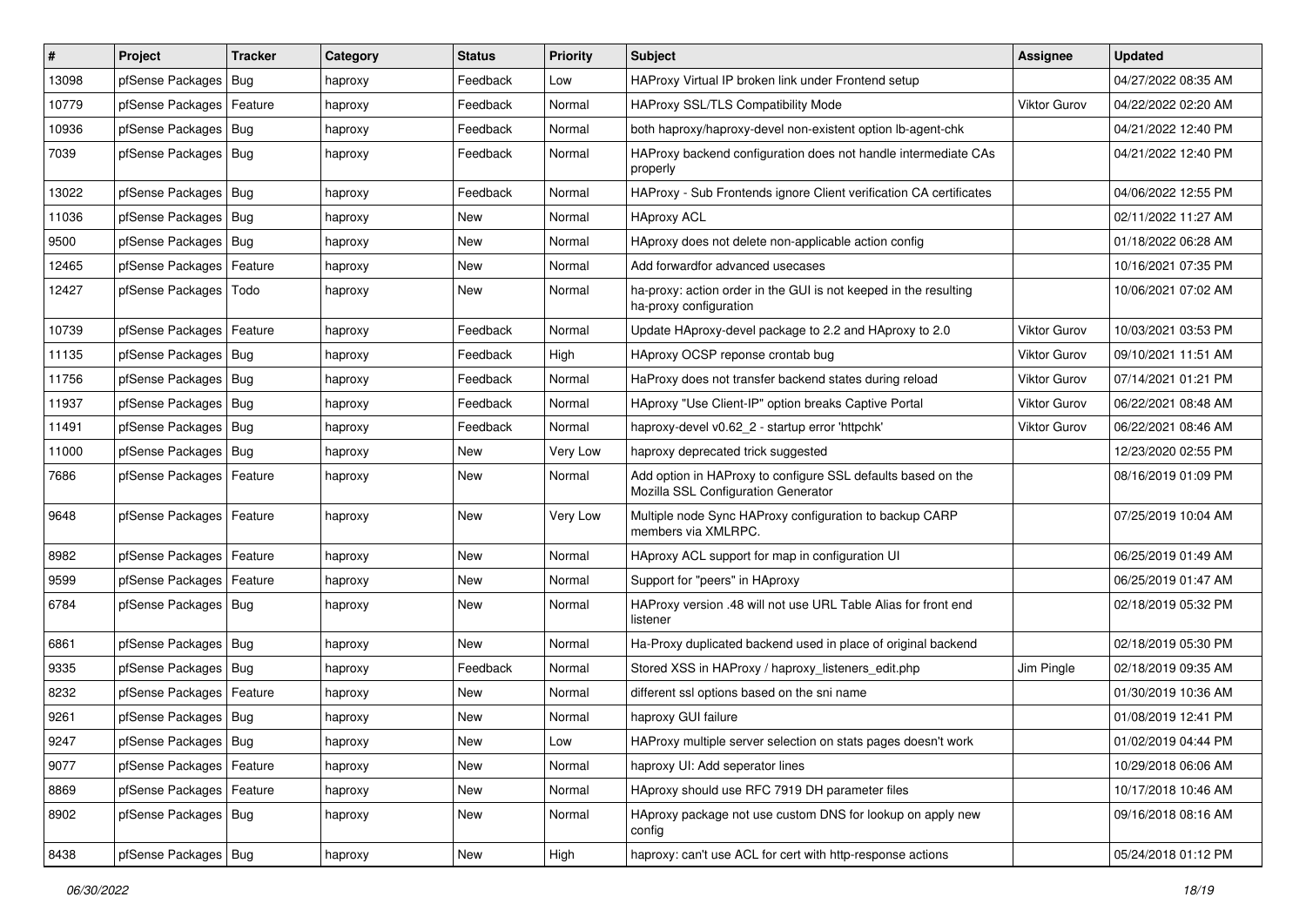| # | Project | Tracker | Category | Status | Priority | Subject | Assignee | Updated |
|---|---|---|---|---|---|---|---|---|
| 13098 | pfSense Packages | Bug | haproxy | Feedback | Low | HAProxy Virtual IP broken link under Frontend setup | | 04/27/2022 08:35 AM |
| 10779 | pfSense Packages | Feature | haproxy | Feedback | Normal | HAProxy SSL/TLS Compatibility Mode | Viktor Gurov | 04/22/2022 02:20 AM |
| 10936 | pfSense Packages | Bug | haproxy | Feedback | Normal | both haproxy/haproxy-devel non-existent option lb-agent-chk | | 04/21/2022 12:40 PM |
| 7039 | pfSense Packages | Bug | haproxy | Feedback | Normal | HAProxy backend configuration does not handle intermediate CAs properly | | 04/21/2022 12:40 PM |
| 13022 | pfSense Packages | Bug | haproxy | Feedback | Normal | HAProxy - Sub Frontends ignore Client verification CA certificates | | 04/06/2022 12:55 PM |
| 11036 | pfSense Packages | Bug | haproxy | New | Normal | HAproxy ACL | | 02/11/2022 11:27 AM |
| 9500 | pfSense Packages | Bug | haproxy | New | Normal | HAproxy does not delete non-applicable action config | | 01/18/2022 06:28 AM |
| 12465 | pfSense Packages | Feature | haproxy | New | Normal | Add forwardfor advanced usecases | | 10/16/2021 07:35 PM |
| 12427 | pfSense Packages | Todo | haproxy | New | Normal | ha-proxy: action order in the GUI is not keeped in the resulting ha-proxy configuration | | 10/06/2021 07:02 AM |
| 10739 | pfSense Packages | Feature | haproxy | Feedback | Normal | Update HAproxy-devel package to 2.2 and HAproxy to 2.0 | Viktor Gurov | 10/03/2021 03:53 PM |
| 11135 | pfSense Packages | Bug | haproxy | Feedback | High | HAproxy OCSP reponse crontab bug | Viktor Gurov | 09/10/2021 11:51 AM |
| 11756 | pfSense Packages | Bug | haproxy | Feedback | Normal | HaProxy does not transfer backend states during reload | Viktor Gurov | 07/14/2021 01:21 PM |
| 11937 | pfSense Packages | Bug | haproxy | Feedback | Normal | HAproxy "Use Client-IP" option breaks Captive Portal | Viktor Gurov | 06/22/2021 08:48 AM |
| 11491 | pfSense Packages | Bug | haproxy | Feedback | Normal | haproxy-devel v0.62_2 - startup error 'httpchk' | Viktor Gurov | 06/22/2021 08:46 AM |
| 11000 | pfSense Packages | Bug | haproxy | New | Very Low | haproxy deprecated trick suggested | | 12/23/2020 02:55 PM |
| 7686 | pfSense Packages | Feature | haproxy | New | Normal | Add option in HAProxy to configure SSL defaults based on the Mozilla SSL Configuration Generator | | 08/16/2019 01:09 PM |
| 9648 | pfSense Packages | Feature | haproxy | New | Very Low | Multiple node Sync HAProxy configuration to backup CARP members via XMLRPC. | | 07/25/2019 10:04 AM |
| 8982 | pfSense Packages | Feature | haproxy | New | Normal | HAproxy ACL support for map in configuration UI | | 06/25/2019 01:49 AM |
| 9599 | pfSense Packages | Feature | haproxy | New | Normal | Support for "peers" in HAproxy | | 06/25/2019 01:47 AM |
| 6784 | pfSense Packages | Bug | haproxy | New | Normal | HAProxy version .48 will not use URL Table Alias for front end listener | | 02/18/2019 05:32 PM |
| 6861 | pfSense Packages | Bug | haproxy | New | Normal | Ha-Proxy duplicated backend used in place of original backend | | 02/18/2019 05:30 PM |
| 9335 | pfSense Packages | Bug | haproxy | Feedback | Normal | Stored XSS in HAProxy / haproxy_listeners_edit.php | Jim Pingle | 02/18/2019 09:35 AM |
| 8232 | pfSense Packages | Feature | haproxy | New | Normal | different ssl options based on the sni name | | 01/30/2019 10:36 AM |
| 9261 | pfSense Packages | Bug | haproxy | New | Normal | haproxy GUI failure | | 01/08/2019 12:41 PM |
| 9247 | pfSense Packages | Bug | haproxy | New | Low | HAProxy multiple server selection on stats pages doesn't work | | 01/02/2019 04:44 PM |
| 9077 | pfSense Packages | Feature | haproxy | New | Normal | haproxy UI: Add seperator lines | | 10/29/2018 06:06 AM |
| 8869 | pfSense Packages | Feature | haproxy | New | Normal | HAproxy should use RFC 7919 DH parameter files | | 10/17/2018 10:46 AM |
| 8902 | pfSense Packages | Bug | haproxy | New | Normal | HAproxy package not use custom DNS for lookup on apply new config | | 09/16/2018 08:16 AM |
| 8438 | pfSense Packages | Bug | haproxy | New | High | haproxy: can't use ACL for cert with http-response actions | | 05/24/2018 01:12 PM |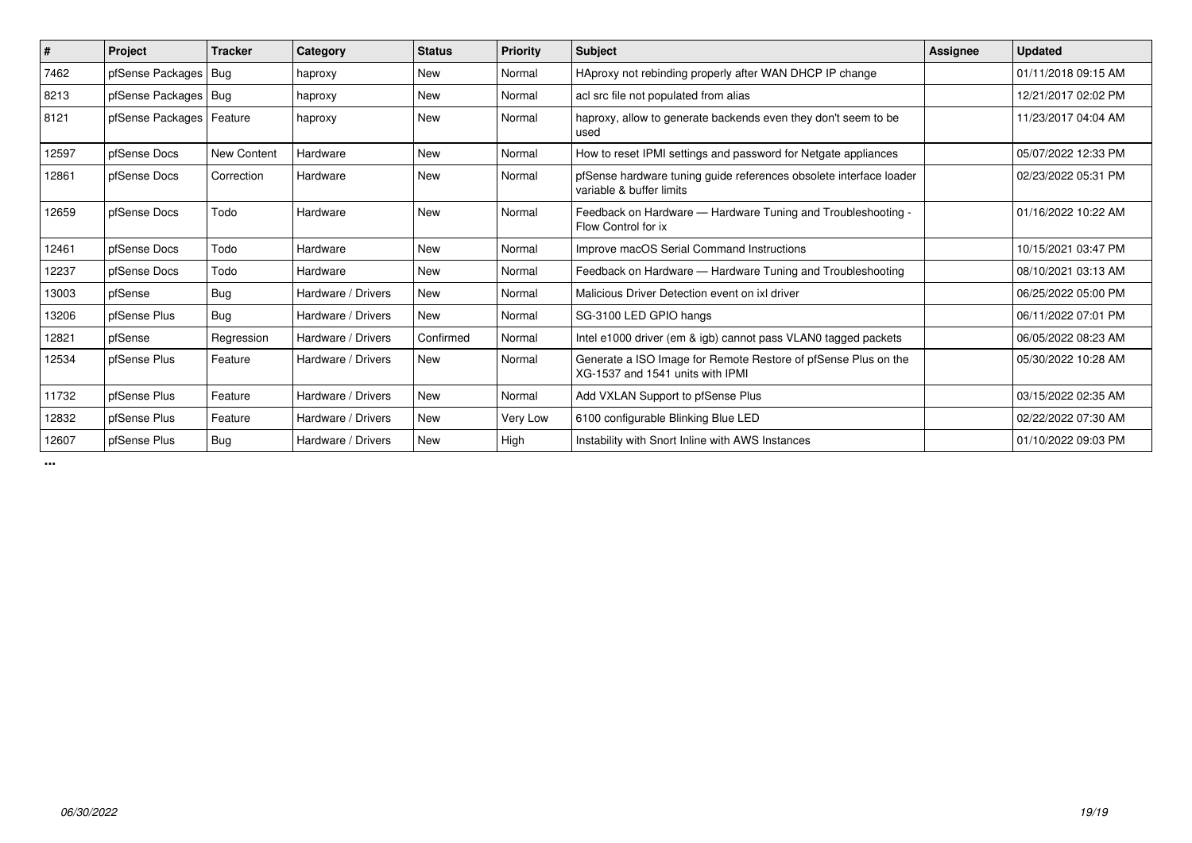| # | Project | Tracker | Category | Status | Priority | Subject | Assignee | Updated |
|---|---|---|---|---|---|---|---|---|
| 7462 | pfSense Packages | Bug | haproxy | New | Normal | HAproxy not rebinding properly after WAN DHCP IP change | | 01/11/2018 09:15 AM |
| 8213 | pfSense Packages | Bug | haproxy | New | Normal | acl src file not populated from alias | | 12/21/2017 02:02 PM |
| 8121 | pfSense Packages | Feature | haproxy | New | Normal | haproxy, allow to generate backends even they don't seem to be used | | 11/23/2017 04:04 AM |
| 12597 | pfSense Docs | New Content | Hardware | New | Normal | How to reset IPMI settings and password for Netgate appliances | | 05/07/2022 12:33 PM |
| 12861 | pfSense Docs | Correction | Hardware | New | Normal | pfSense hardware tuning guide references obsolete interface loader variable & buffer limits | | 02/23/2022 05:31 PM |
| 12659 | pfSense Docs | Todo | Hardware | New | Normal | Feedback on Hardware — Hardware Tuning and Troubleshooting - Flow Control for ix | | 01/16/2022 10:22 AM |
| 12461 | pfSense Docs | Todo | Hardware | New | Normal | Improve macOS Serial Command Instructions | | 10/15/2021 03:47 PM |
| 12237 | pfSense Docs | Todo | Hardware | New | Normal | Feedback on Hardware — Hardware Tuning and Troubleshooting | | 08/10/2021 03:13 AM |
| 13003 | pfSense | Bug | Hardware / Drivers | New | Normal | Malicious Driver Detection event on ixl driver | | 06/25/2022 05:00 PM |
| 13206 | pfSense Plus | Bug | Hardware / Drivers | New | Normal | SG-3100 LED GPIO hangs | | 06/11/2022 07:01 PM |
| 12821 | pfSense | Regression | Hardware / Drivers | Confirmed | Normal | Intel e1000 driver (em & igb) cannot pass VLAN0 tagged packets | | 06/05/2022 08:23 AM |
| 12534 | pfSense Plus | Feature | Hardware / Drivers | New | Normal | Generate a ISO Image for Remote Restore of pfSense Plus on the XG-1537 and 1541 units with IPMI | | 05/30/2022 10:28 AM |
| 11732 | pfSense Plus | Feature | Hardware / Drivers | New | Normal | Add VXLAN Support to pfSense Plus | | 03/15/2022 02:35 AM |
| 12832 | pfSense Plus | Feature | Hardware / Drivers | New | Very Low | 6100 configurable Blinking Blue LED | | 02/22/2022 07:30 AM |
| 12607 | pfSense Plus | Bug | Hardware / Drivers | New | High | Instability with Snort Inline with AWS Instances | | 01/10/2022 09:03 PM |

...